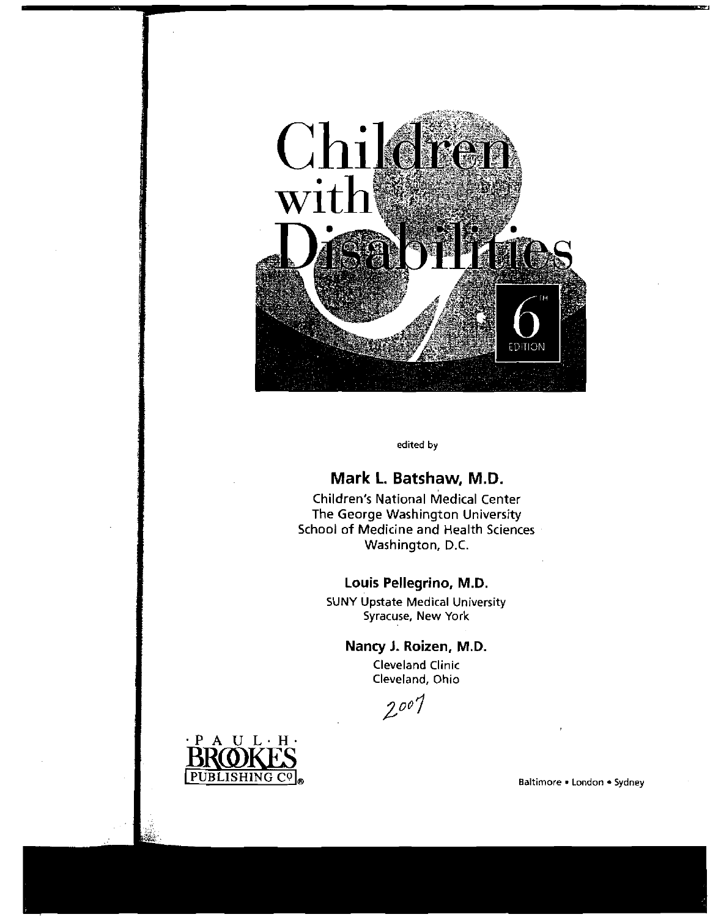# Children with Disabilities

6th Edition

edited by

**Mark L. Batshaw, M.D.**

Children's National Medical Center
The George Washington University
School of Medicine and Health Sciences
Washington, D.C.

**Louis Pellegrino, M.D.**

SUNY Upstate Medical University
Syracuse, New York

**Nancy J. Roizen, M.D.**

Cleveland Clinic
Cleveland, Ohio

2007

PAUL·H· BROOKES PUBLISHING CO®

Baltimore • London • Sydney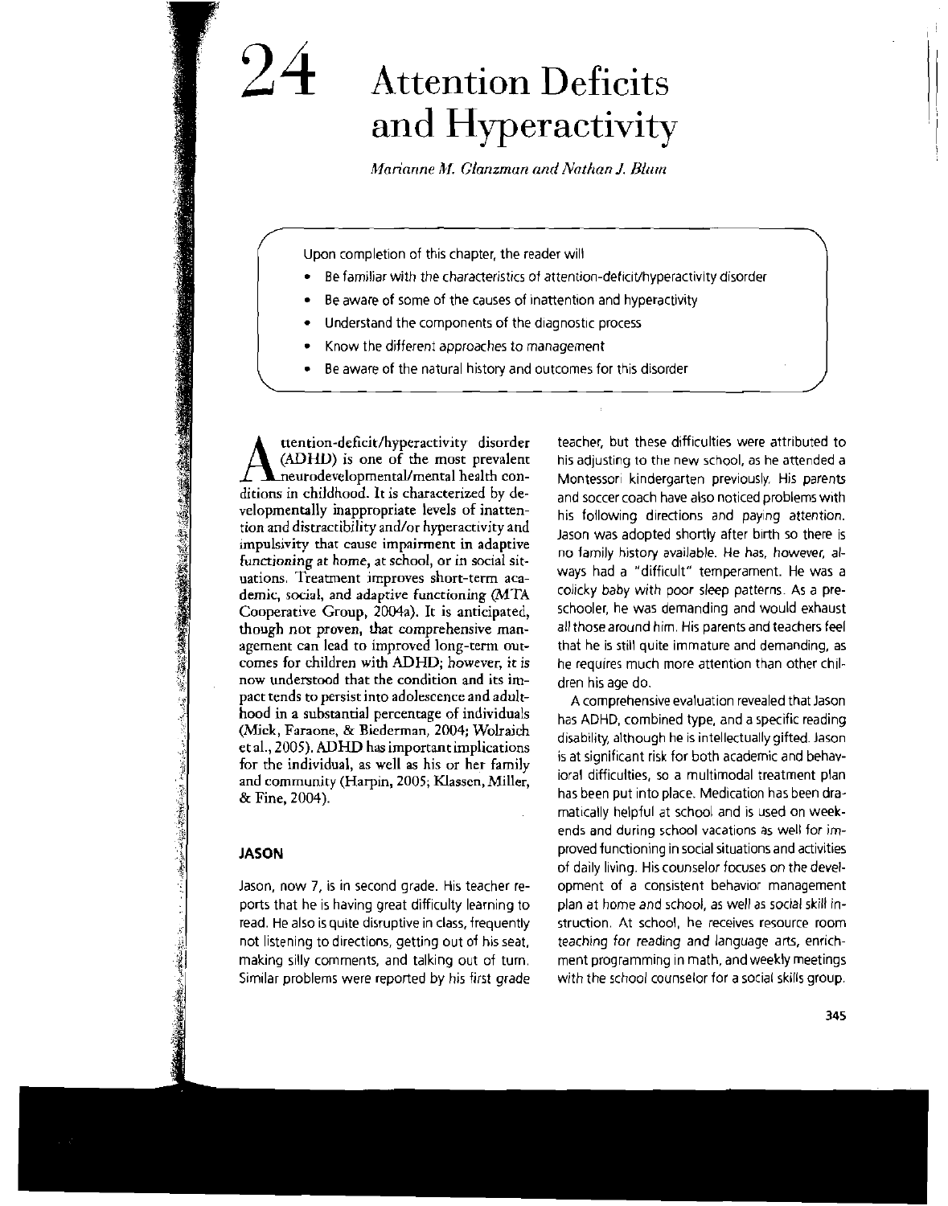# 24 Attention Deficits and Hyperactivity

*Marianne M. Glanzman and Nathan J. Blum*

Upon completion of this chapter, the reader will

- Be familiar with the characteristics of attention-deficit/hyperactivity disorder
- Be aware of some of the causes of inattention and hyperactivity
- Understand the components of the diagnostic process
- Know the different approaches to management
- Be aware of the natural history and outcomes for this disorder

Attention-deficit/hyperactivity disorder (ADHD) is one of the most prevalent neurodevelopmental/mental health conditions in childhood. It is characterized by developmentally inappropriate levels of inattention and distractibility and/or hyperactivity and impulsivity that cause impairment in adaptive functioning at home, at school, or in social situations. Treatment improves short-term academic, social, and adaptive functioning (MTA Cooperative Group, 2004a). It is anticipated, though not proven, that comprehensive management can lead to improved long-term outcomes for children with ADHD; however, it is now understood that the condition and its impact tends to persist into adolescence and adulthood in a substantial percentage of individuals (Mick, Faraone, & Biederman, 2004; Wolraich et al., 2005). ADHD has important implications for the individual, as well as his or her family and community (Harpin, 2005; Klassen, Miller, & Fine, 2004).

### JASON

Jason, now 7, is in second grade. His teacher reports that he is having great difficulty learning to read. He also is quite disruptive in class, frequently not listening to directions, getting out of his seat, making silly comments, and talking out of turn. Similar problems were reported by his first grade teacher, but these difficulties were attributed to his adjusting to the new school, as he attended a Montessori kindergarten previously. His parents and soccer coach have also noticed problems with his following directions and paying attention. Jason was adopted shortly after birth so there is no family history available. He has, however, always had a "difficult" temperament. He was a colicky baby with poor sleep patterns. As a preschooler, he was demanding and would exhaust all those around him. His parents and teachers feel that he is still quite immature and demanding, as he requires much more attention than other children his age do.

A comprehensive evaluation revealed that Jason has ADHD, combined type, and a specific reading disability, although he is intellectually gifted. Jason is at significant risk for both academic and behavioral difficulties, so a multimodal treatment plan has been put into place. Medication has been dramatically helpful at school and is used on weekends and during school vacations as well for improved functioning in social situations and activities of daily living. His counselor focuses on the development of a consistent behavior management plan at home and school, as well as social skill instruction. At school, he receives resource room teaching for reading and language arts, enrichment programming in math, and weekly meetings with the school counselor for a social skills group.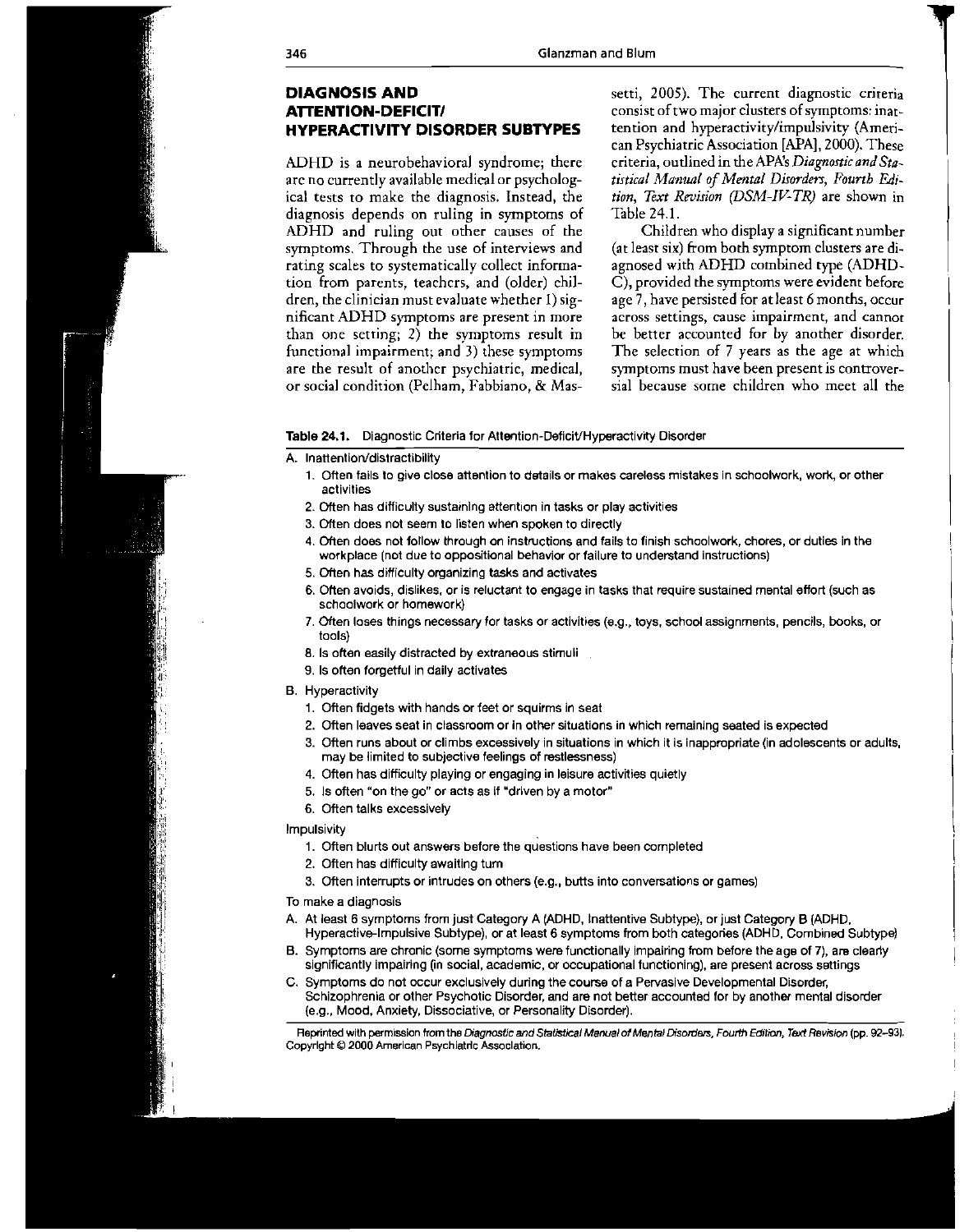## DIAGNOSIS AND ATTENTION-DEFICIT/ HYPERACTIVITY DISORDER SUBTYPES

ADHD is a neurobehavioral syndrome; there are no currently available medical or psychological tests to make the diagnosis. Instead, the diagnosis depends on ruling in symptoms of ADHD and ruling out other causes of the symptoms. Through the use of interviews and rating scales to systematically collect information from parents, teachers, and (older) children, the clinician must evaluate whether 1) significant ADHD symptoms are present in more than one setting; 2) the symptoms result in functional impairment; and 3) these symptoms are the result of another psychiatric, medical, or social condition (Pelham, Fabbiano, & Massetti, 2005). The current diagnostic criteria consist of two major clusters of symptoms: inattention and hyperactivity/impulsivity (American Psychiatric Association [APA], 2000). These criteria, outlined in the APA's *Diagnostic and Statistical Manual of Mental Disorders, Fourth Edition, Text Revision (DSM-IV-TR)* are shown in Table 24.1.

Children who display a significant number (at least six) from both symptom clusters are diagnosed with ADHD combined type (ADHD-C), provided the symptoms were evident before age 7, have persisted for at least 6 months, occur across settings, cause impairment, and cannot be better accounted for by another disorder. The selection of 7 years as the age at which symptoms must have been present is controversial because some children who meet all the

**Table 24.1.** Diagnostic Criteria for Attention-Deficit/Hyperactivity Disorder

A. Inattention/distractibility
   1. Often fails to give close attention to details or makes careless mistakes in schoolwork, work, or other activities
   2. Often has difficulty sustaining attention in tasks or play activities
   3. Often does not seem to listen when spoken to directly
   4. Often does not follow through on instructions and fails to finish schoolwork, chores, or duties in the workplace (not due to oppositional behavior or failure to understand instructions)
   5. Often has difficulty organizing tasks and activates
   6. Often avoids, dislikes, or is reluctant to engage in tasks that require sustained mental effort (such as schoolwork or homework)
   7. Often loses things necessary for tasks or activities (e.g., toys, school assignments, pencils, books, or tools)
   8. Is often easily distracted by extraneous stimuli
   9. Is often forgetful in daily activates

B. Hyperactivity
   1. Often fidgets with hands or feet or squirms in seat
   2. Often leaves seat in classroom or in other situations in which remaining seated is expected
   3. Often runs about or climbs excessively in situations in which it is inappropriate (in adolescents or adults, may be limited to subjective feelings of restlessness)
   4. Often has difficulty playing or engaging in leisure activities quietly
   5. Is often "on the go" or acts as if "driven by a motor"
   6. Often talks excessively

Impulsivity
   1. Often blurts out answers before the questions have been completed
   2. Often has difficulty awaiting turn
   3. Often interrupts or intrudes on others (e.g., butts into conversations or games)

To make a diagnosis

A. At least 6 symptoms from just Category A (ADHD, Inattentive Subtype), or just Category B (ADHD, Hyperactive-Impulsive Subtype), or at least 6 symptoms from both categories (ADHD, Combined Subtype)
B. Symptoms are chronic (some symptoms were functionally impairing from before the age of 7), are clearly significantly impairing (in social, academic, or occupational functioning), are present across settings
C. Symptoms do not occur exclusively during the course of a Pervasive Developmental Disorder, Schizophrenia or other Psychotic Disorder, and are not better accounted for by another mental disorder (e.g., Mood, Anxiety, Dissociative, or Personality Disorder).

Reprinted with permission from the *Diagnostic and Statistical Manual of Mental Disorders, Fourth Edition, Text Revision* (pp. 92–93). Copyright © 2000 American Psychiatric Association.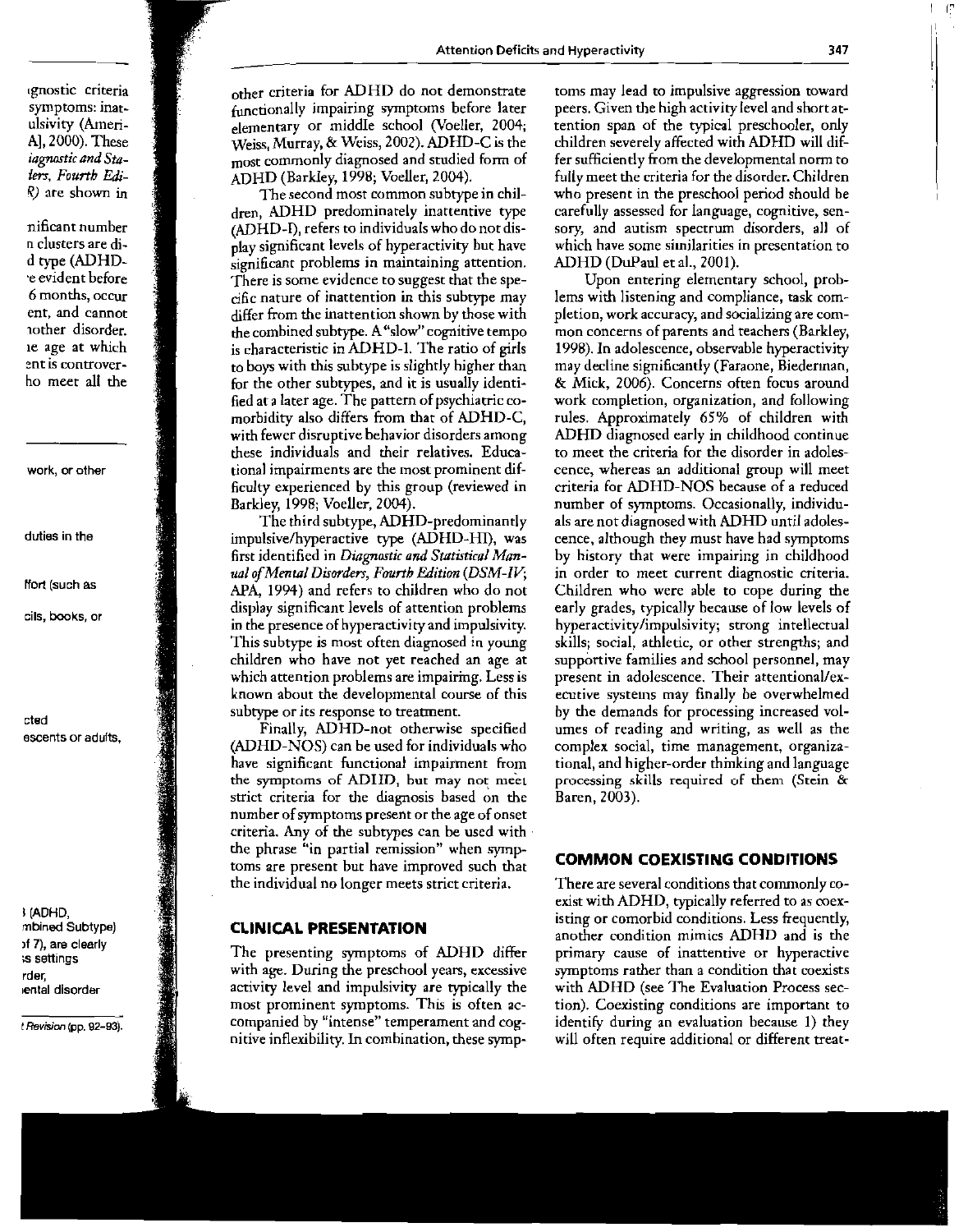other criteria for ADHD do not demonstrate functionally impairing symptoms before later elementary or middle school (Voeller, 2004; Weiss, Murray, & Weiss, 2002). ADHD-C is the most commonly diagnosed and studied form of ADHD (Barkley, 1998; Voeller, 2004).

The second most common subtype in children, ADHD predominately inattentive type (ADHD-I), refers to individuals who do not display significant levels of hyperactivity but have significant problems in maintaining attention. There is some evidence to suggest that the specific nature of inattention in this subtype may differ from the inattention shown by those with the combined subtype. A "slow" cognitive tempo is characteristic in ADHD-I. The ratio of girls to boys with this subtype is slightly higher than for the other subtypes, and it is usually identified at a later age. The pattern of psychiatric comorbidity also differs from that of ADHD-C, with fewer disruptive behavior disorders among these individuals and their relatives. Educational impairments are the most prominent difficulty experienced by this group (reviewed in Barkley, 1998; Voeller, 2004).

The third subtype, ADHD-predominantly impulsive/hyperactive type (ADHD-HI), was first identified in *Diagnostic and Statistical Manual of Mental Disorders, Fourth Edition* (*DSM-IV*; APA, 1994) and refers to children who do not display significant levels of attention problems in the presence of hyperactivity and impulsivity. This subtype is most often diagnosed in young children who have not yet reached an age at which attention problems are impairing. Less is known about the developmental course of this subtype or its response to treatment.

Finally, ADHD-not otherwise specified (ADHD-NOS) can be used for individuals who have significant functional impairment from the symptoms of ADHD, but may not meet strict criteria for the diagnosis based on the number of symptoms present or the age of onset criteria. Any of the subtypes can be used with the phrase "in partial remission" when symptoms are present but have improved such that the individual no longer meets strict criteria.

## CLINICAL PRESENTATION

The presenting symptoms of ADHD differ with age. During the preschool years, excessive activity level and impulsivity are typically the most prominent symptoms. This is often accompanied by "intense" temperament and cognitive inflexibility. In combination, these symptoms may lead to impulsive aggression toward peers. Given the high activity level and short attention span of the typical preschooler, only children severely affected with ADHD will differ sufficiently from the developmental norm to fully meet the criteria for the disorder. Children who present in the preschool period should be carefully assessed for language, cognitive, sensory, and autism spectrum disorders, all of which have some similarities in presentation to ADHD (DuPaul et al., 2001).

Upon entering elementary school, problems with listening and compliance, task completion, work accuracy, and socializing are common concerns of parents and teachers (Barkley, 1998). In adolescence, observable hyperactivity may decline significantly (Faraone, Biederman, & Mick, 2006). Concerns often focus around work completion, organization, and following rules. Approximately 65% of children with ADHD diagnosed early in childhood continue to meet the criteria for the disorder in adolescence, whereas an additional group will meet criteria for ADHD-NOS because of a reduced number of symptoms. Occasionally, individuals are not diagnosed with ADHD until adolescence, although they must have had symptoms by history that were impairing in childhood in order to meet current diagnostic criteria. Children who were able to cope during the early grades, typically because of low levels of hyperactivity/impulsivity; strong intellectual skills; social, athletic, or other strengths; and supportive families and school personnel, may present in adolescence. Their attentional/executive systems may finally be overwhelmed by the demands for processing increased volumes of reading and writing, as well as the complex social, time management, organizational, and higher-order thinking and language processing skills required of them (Stein & Baren, 2003).

## COMMON COEXISTING CONDITIONS

There are several conditions that commonly coexist with ADHD, typically referred to as coexisting or comorbid conditions. Less frequently, another condition mimics ADHD and is the primary cause of inattentive or hyperactive symptoms rather than a condition that coexists with ADHD (see The Evaluation Process section). Coexisting conditions are important to identify during an evaluation because 1) they will often require additional or different treat-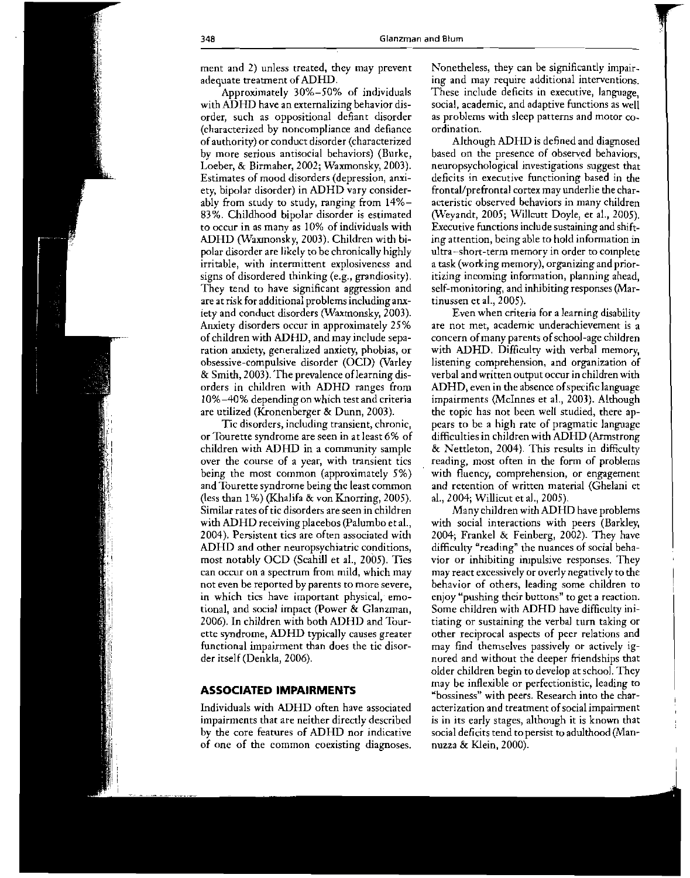ment and 2) unless treated, they may prevent adequate treatment of ADHD.

Approximately 30%–50% of individuals with ADHD have an externalizing behavior disorder, such as oppositional defiant disorder (characterized by noncompliance and defiance of authority) or conduct disorder (characterized by more serious antisocial behaviors) (Burke, Loeber, & Birmaher, 2002; Waxmonsky, 2003). Estimates of mood disorders (depression, anxiety, bipolar disorder) in ADHD vary considerably from study to study, ranging from 14%–83%. Childhood bipolar disorder is estimated to occur in as many as 10% of individuals with ADHD (Waxmonsky, 2003). Children with bipolar disorder are likely to be chronically highly irritable, with intermittent explosiveness and signs of disordered thinking (e.g., grandiosity). They tend to have significant aggression and are at risk for additional problems including anxiety and conduct disorders (Waxmonsky, 2003). Anxiety disorders occur in approximately 25% of children with ADHD, and may include separation anxiety, generalized anxiety, phobias, or obsessive-compulsive disorder (OCD) (Varley & Smith, 2003). The prevalence of learning disorders in children with ADHD ranges from 10%–40% depending on which test and criteria are utilized (Kronenberger & Dunn, 2003).

Tic disorders, including transient, chronic, or Tourette syndrome are seen in at least 6% of children with ADHD in a community sample over the course of a year, with transient tics being the most common (approximately 5%) and Tourette syndrome being the least common (less than 1%) (Khalifa & von Knorring, 2005). Similar rates of tic disorders are seen in children with ADHD receiving placebos (Palumbo et al., 2004). Persistent tics are often associated with ADHD and other neuropsychiatric conditions, most notably OCD (Scahill et al., 2005). Tics can occur on a spectrum from mild, which may not even be reported by parents to more severe, in which tics have important physical, emotional, and social impact (Power & Glanzman, 2006). In children with both ADHD and Tourette syndrome, ADHD typically causes greater functional impairment than does the tic disorder itself (Denkla, 2006).

## ASSOCIATED IMPAIRMENTS

Individuals with ADHD often have associated impairments that are neither directly described by the core features of ADHD nor indicative of one of the common coexisting diagnoses. Nonetheless, they can be significantly impairing and may require additional interventions. These include deficits in executive, language, social, academic, and adaptive functions as well as problems with sleep patterns and motor coordination.

Although ADHD is defined and diagnosed based on the presence of observed behaviors, neuropsychological investigations suggest that deficits in executive functioning based in the frontal/prefrontal cortex may underlie the characteristic observed behaviors in many children (Weyandt, 2005; Willcutt Doyle, et al., 2005). Executive functions include sustaining and shifting attention, being able to hold information in ultra–short-term memory in order to complete a task (working memory), organizing and prioritizing incoming information, planning ahead, self-monitoring, and inhibiting responses (Martinussen et al., 2005).

Even when criteria for a learning disability are not met, academic underachievement is a concern of many parents of school-age children with ADHD. Difficulty with verbal memory, listening comprehension, and organization of verbal and written output occur in children with ADHD, even in the absence of specific language impairments (McInnes et al., 2003). Although the topic has not been well studied, there appears to be a high rate of pragmatic language difficulties in children with ADHD (Armstrong & Nettleton, 2004). This results in difficulty reading, most often in the form of problems with fluency, comprehension, or engagement and retention of written material (Ghelani et al., 2004; Willicut et al., 2005).

Many children with ADHD have problems with social interactions with peers (Barkley, 2004; Frankel & Feinberg, 2002). They have difficulty "reading" the nuances of social behavior or inhibiting impulsive responses. They may react excessively or overly negatively to the behavior of others, leading some children to enjoy "pushing their buttons" to get a reaction. Some children with ADHD have difficulty initiating or sustaining the verbal turn taking or other reciprocal aspects of peer relations and may find themselves passively or actively ignored and without the deeper friendships that older children begin to develop at school. They may be inflexible or perfectionistic, leading to "bossiness" with peers. Research into the characterization and treatment of social impairment is in its early stages, although it is known that social deficits tend to persist to adulthood (Mannuzza & Klein, 2000).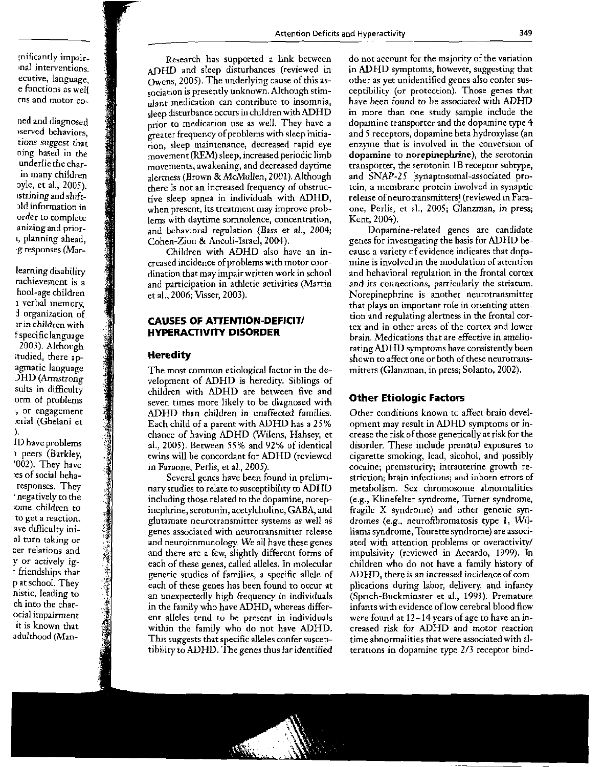Research has supported a link between ADHD and sleep disturbances (reviewed in Owens, 2005). The underlying cause of this association is presently unknown. Although stimulant medication can contribute to insomnia, sleep disturbance occurs in children with ADHD prior to medication use as well. They have a greater frequency of problems with sleep initiation, sleep maintenance, decreased rapid eye movement (REM) sleep, increased periodic limb movements, awakening, and decreased daytime alertness (Brown & McMullen, 2001). Although there is not an increased frequency of obstructive sleep apnea in individuals with ADHD, when present, its treatment may improve problems with daytime somnolence, concentration, and behavioral regulation (Bass et al., 2004; Cohen-Zion & Ancoli-Israel, 2004).

Children with ADHD also have an increased incidence of problems with motor coordination that may impair written work in school and participation in athletic activities (Martin et al., 2006; Visser, 2003).

## CAUSES OF ATTENTION-DEFICIT/HYPERACTIVITY DISORDER

### Heredity

The most common etiological factor in the development of ADHD is heredity. Siblings of children with ADHD are between five and seven times more likely to be diagnosed with ADHD than children in unaffected families. Each child of a parent with ADHD has a 25% chance of having ADHD (Wilens, Hahsey, et al., 2005). Between 55% and 92% of identical twins will be concordant for ADHD (reviewed in Faraone, Perlis, et al., 2005).

Several genes have been found in preliminary studies to relate to susceptibility to ADHD including those related to the dopamine, norepinephrine, serotonin, acetylcholine, GABA, and glutamate neurotransmitter systems as well as genes associated with neurotransmitter release and neuroimmunology. We all have these genes and there are a few, slightly different forms of each of these genes, called alleles. In molecular genetic studies of families, a specific allele of each of these genes has been found to occur at an unexpectedly high frequency in individuals in the family who have ADHD, whereas different alleles tend to be present in individuals within the family who do not have ADHD. This suggests that specific alleles confer susceptibility to ADHD. The genes thus far identified do not account for the majority of the variation in ADHD symptoms, however, suggesting that other as yet unidentified genes also confer susceptibility (or protection). Those genes that have been found to be associated with ADHD in more than one study sample include the dopamine transporter and the dopamine type 4 and 5 receptors, dopamine beta hydroxylase (an enzyme that is involved in the conversion of **dopamine** to **norepinephrine**), the serotonin transporter, the serotonin 1B receptor subtype, and *SNAP-25* [synaptosomal-associated protein, a membrane protein involved in synaptic release of neurotransmitters] (reviewed in Faraone, Perlis, et al., 2005; Glanzman, in press; Kent, 2004).

Dopamine-related genes are candidate genes for investigating the basis for ADHD because a variety of evidence indicates that dopamine is involved in the modulation of attention and behavioral regulation in the frontal cortex and its connections, particularly the striatum. Norepinephrine is another neurotransmitter that plays an important role in orienting attention and regulating alertness in the frontal cortex and in other areas of the cortex and lower brain. Medications that are effective in ameliorating ADHD symptoms have consistently been shown to affect one or both of these neurotransmitters (Glanzman, in press; Solanto, 2002).

### Other Etiologic Factors

Other conditions known to affect brain development may result in ADHD symptoms or increase the risk of those genetically at risk for the disorder. These include prenatal exposures to cigarette smoking, lead, alcohol, and possibly cocaine; prematurity; intrauterine growth restriction; brain infections; and inborn errors of metabolism. Sex chromosome abnormalities (e.g., Klinefelter syndrome, Turner syndrome, fragile X syndrome) and other genetic syndromes (e.g., neurofibromatosis type 1, Williams syndrome, Tourette syndrome) are associated with attention problems or overactivity/impulsivity (reviewed in Accardo, 1999). In children who do not have a family history of ADHD, there is an increased incidence of complications during labor, delivery, and infancy (Sprich-Buckminster et al., 1993). Premature infants with evidence of low cerebral blood flow were found at 12–14 years of age to have an increased risk for ADHD and motor reaction time abnormalities that were associated with alterations in dopamine type 2/3 receptor bind-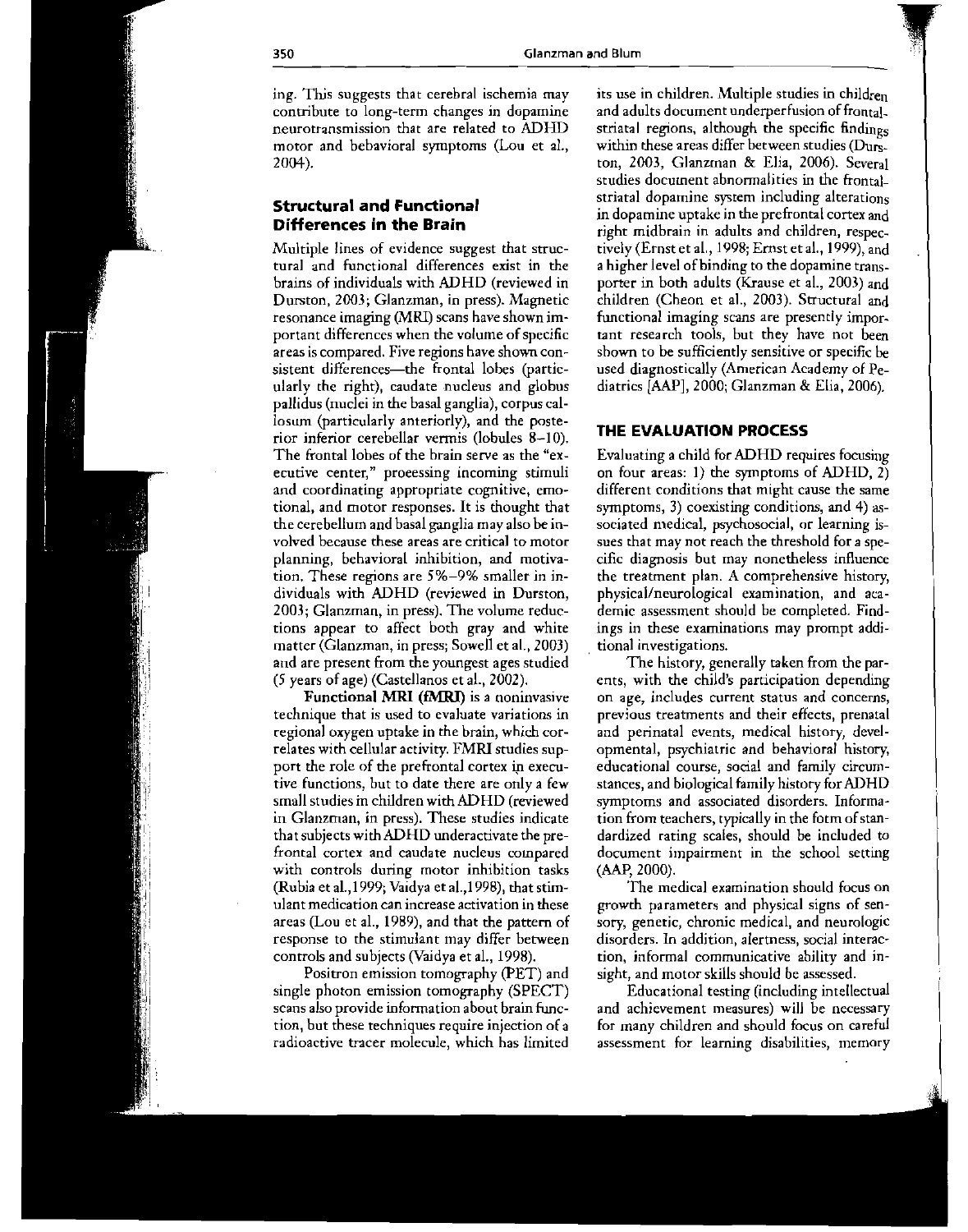ing. This suggests that cerebral ischemia may contribute to long-term changes in dopamine neurotransmission that are related to ADHD motor and behavioral symptoms (Lou et al., 2004).

### Structural and Functional Differences in the Brain

Multiple lines of evidence suggest that structural and functional differences exist in the brains of individuals with ADHD (reviewed in Durston, 2003; Glanzman, in press). Magnetic resonance imaging (MRI) scans have shown important differences when the volume of specific areas is compared. Five regions have shown consistent differences—the frontal lobes (particularly the right), caudate nucleus and globus pallidus (nuclei in the basal ganglia), corpus callosum (particularly anteriorly), and the posterior inferior cerebellar vermis (lobules 8–10). The frontal lobes of the brain serve as the "executive center," processing incoming stimuli and coordinating appropriate cognitive, emotional, and motor responses. It is thought that the cerebellum and basal ganglia may also be involved because these areas are critical to motor planning, behavioral inhibition, and motivation. These regions are 5%–9% smaller in individuals with ADHD (reviewed in Durston, 2003; Glanzman, in press). The volume reductions appear to affect both gray and white matter (Glanzman, in press; Sowell et al., 2003) and are present from the youngest ages studied (5 years of age) (Castellanos et al., 2002).

**Functional MRI (fMRI)** is a noninvasive technique that is used to evaluate variations in regional oxygen uptake in the brain, which correlates with cellular activity. FMRI studies support the role of the prefrontal cortex in executive functions, but to date there are only a few small studies in children with ADHD (reviewed in Glanzman, in press). These studies indicate that subjects with ADHD underactivate the prefrontal cortex and caudate nucleus compared with controls during motor inhibition tasks (Rubia et al., 1999; Vaidya et al., 1998), that stimulant medication can increase activation in these areas (Lou et al., 1989), and that the pattern of response to the stimulant may differ between controls and subjects (Vaidya et al., 1998).

Positron emission tomography (PET) and single photon emission tomography (SPECT) scans also provide information about brain function, but these techniques require injection of a radioactive tracer molecule, which has limited its use in children. Multiple studies in children and adults document underperfusion of frontal-striatal regions, although the specific findings within these areas differ between studies (Durston, 2003, Glanzman & Elia, 2006). Several studies document abnormalities in the frontal-striatal dopamine system including alterations in dopamine uptake in the prefrontal cortex and right midbrain in adults and children, respectively (Ernst et al., 1998; Ernst et al., 1999), and a higher level of binding to the dopamine transporter in both adults (Krause et al., 2003) and children (Cheon et al., 2003). Structural and functional imaging scans are presently important research tools, but they have not been shown to be sufficiently sensitive or specific be used diagnostically (American Academy of Pediatrics [AAP], 2000; Glanzman & Elia, 2006).

## THE EVALUATION PROCESS

Evaluating a child for ADHD requires focusing on four areas: 1) the symptoms of ADHD, 2) different conditions that might cause the same symptoms, 3) coexisting conditions, and 4) associated medical, psychosocial, or learning issues that may not reach the threshold for a specific diagnosis but may nonetheless influence the treatment plan. A comprehensive history, physical/neurological examination, and academic assessment should be completed. Findings in these examinations may prompt additional investigations.

The history, generally taken from the parents, with the child's participation depending on age, includes current status and concerns, previous treatments and their effects, prenatal and perinatal events, medical history, developmental, psychiatric and behavioral history, educational course, social and family circumstances, and biological family history for ADHD symptoms and associated disorders. Information from teachers, typically in the form of standardized rating scales, should be included to document impairment in the school setting (AAP, 2000).

The medical examination should focus on growth parameters and physical signs of sensory, genetic, chronic medical, and neurologic disorders. In addition, alertness, social interaction, informal communicative ability and insight, and motor skills should be assessed.

Educational testing (including intellectual and achievement measures) will be necessary for many children and should focus on careful assessment for learning disabilities, memory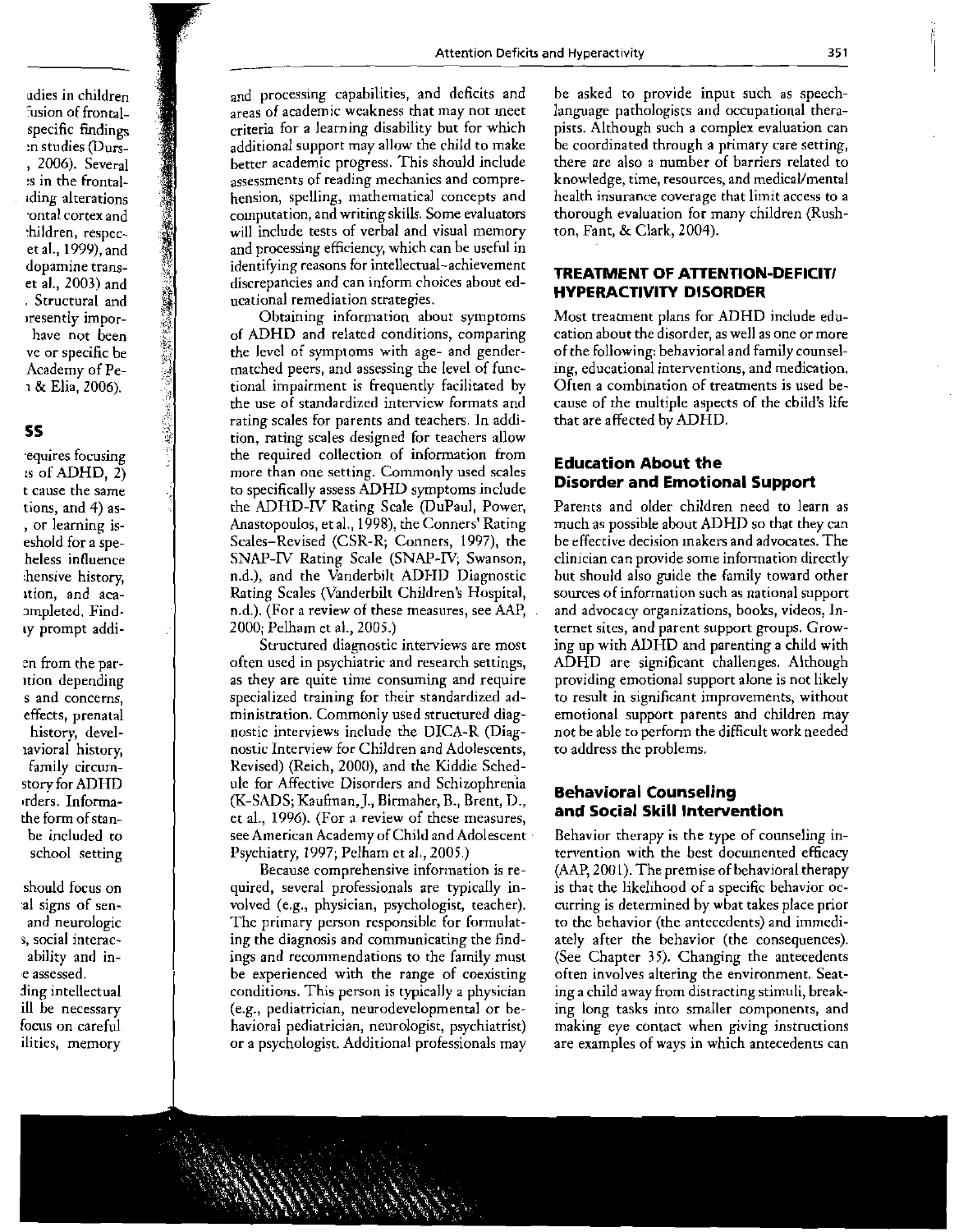and processing capabilities, and deficits and areas of academic weakness that may not meet criteria for a learning disability but for which additional support may allow the child to make better academic progress. This should include assessments of reading mechanics and comprehension, spelling, mathematical concepts and computation, and writing skills. Some evaluators will include tests of verbal and visual memory and processing efficiency, which can be useful in identifying reasons for intellectual-achievement discrepancies and can inform choices about educational remediation strategies.

Obtaining information about symptoms of ADHD and related conditions, comparing the level of symptoms with age- and gender-matched peers, and assessing the level of functional impairment is frequently facilitated by the use of standardized interview formats and rating scales for parents and teachers. In addition, rating scales designed for teachers allow the required collection of information from more than one setting. Commonly used scales to specifically assess ADHD symptoms include the ADHD-IV Rating Scale (DuPaul, Power, Anastopoulos, et al., 1998), the Conners' Rating Scales–Revised (CSR-R; Conners, 1997), the SNAP-IV Rating Scale (SNAP-IV; Swanson, n.d.), and the Vanderbilt ADHD Diagnostic Rating Scales (Vanderbilt Children's Hospital, n.d.). (For a review of these measures, see AAP, 2000; Pelham et al., 2005.)

Structured diagnostic interviews are most often used in psychiatric and research settings, as they are quite time consuming and require specialized training for their standardized administration. Commonly used structured diagnostic interviews include the DICA-R (Diagnostic Interview for Children and Adolescents, Revised) (Reich, 2000), and the Kiddie Schedule for Affective Disorders and Schizophrenia (K-SADS; Kaufman, J., Birmaher, B., Brent, D., et al., 1996). (For a review of these measures, see American Academy of Child and Adolescent Psychiatry, 1997; Pelham et al., 2005.)

Because comprehensive information is required, several professionals are typically involved (e.g., physician, psychologist, teacher). The primary person responsible for formulating the diagnosis and communicating the findings and recommendations to the family must be experienced with the range of coexisting conditions. This person is typically a physician (e.g., pediatrician, neurodevelopmental or behavioral pediatrician, neurologist, psychiatrist) or a psychologist. Additional professionals may be asked to provide input such as speech-language pathologists and occupational therapists. Although such a complex evaluation can be coordinated through a primary care setting, there are also a number of barriers related to knowledge, time, resources, and medical/mental health insurance coverage that limit access to a thorough evaluation for many children (Rushton, Fant, & Clark, 2004).

## TREATMENT OF ATTENTION-DEFICIT/HYPERACTIVITY DISORDER

Most treatment plans for ADHD include education about the disorder, as well as one or more of the following: behavioral and family counseling, educational interventions, and medication. Often a combination of treatments is used because of the multiple aspects of the child's life that are affected by ADHD.

### Education About the Disorder and Emotional Support

Parents and older children need to learn as much as possible about ADHD so that they can be effective decision makers and advocates. The clinician can provide some information directly but should also guide the family toward other sources of information such as national support and advocacy organizations, books, videos, Internet sites, and parent support groups. Growing up with ADHD and parenting a child with ADHD are significant challenges. Although providing emotional support alone is not likely to result in significant improvements, without emotional support parents and children may not be able to perform the difficult work needed to address the problems.

### Behavioral Counseling and Social Skill Intervention

Behavior therapy is the type of counseling intervention with the best documented efficacy (AAP, 2001). The premise of behavioral therapy is that the likelihood of a specific behavior occurring is determined by what takes place prior to the behavior (the antecedents) and immediately after the behavior (the consequences). (See Chapter 35). Changing the antecedents often involves altering the environment. Seating a child away from distracting stimuli, breaking long tasks into smaller components, and making eye contact when giving instructions are examples of ways in which antecedents can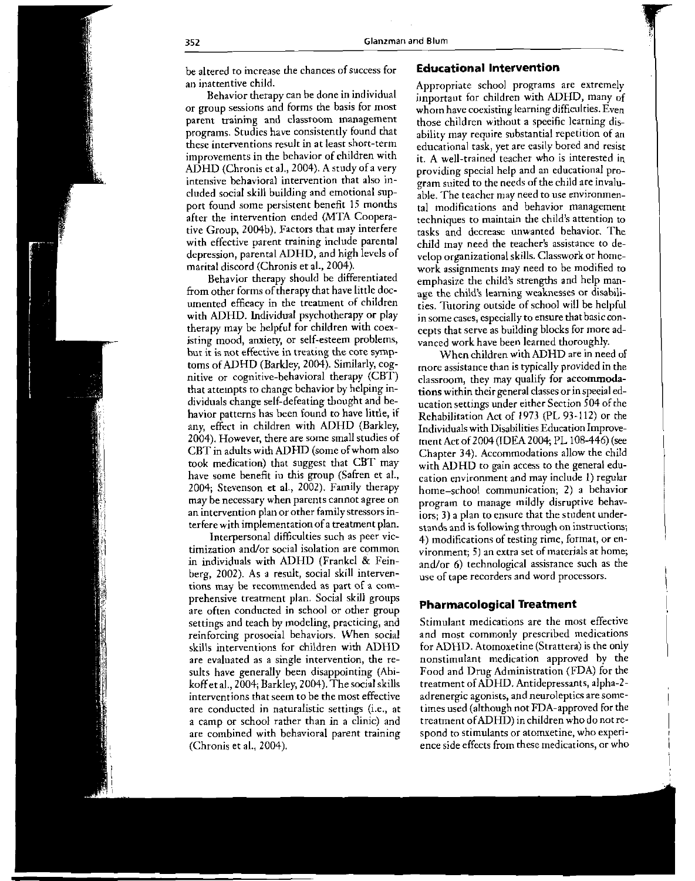be altered to increase the chances of success for an inattentive child.

Behavior therapy can be done in individual or group sessions and forms the basis for most parent training and classroom management programs. Studies have consistently found that these interventions result in at least short-term improvements in the behavior of children with ADHD (Chronis et al., 2004). A study of a very intensive behavioral intervention that also included social skill building and emotional support found some persistent benefit 15 months after the intervention ended (MTA Cooperative Group, 2004b). Factors that may interfere with effective parent training include parental depression, parental ADHD, and high levels of marital discord (Chronis et al., 2004).

Behavior therapy should be differentiated from other forms of therapy that have little documented efficacy in the treatment of children with ADHD. Individual psychotherapy or play therapy may be helpful for children with coexisting mood, anxiety, or self-esteem problems, but it is not effective in treating the core symptoms of ADHD (Barkley, 2004). Similarly, cognitive or cognitive-behavioral therapy (CBT) that attempts to change behavior by helping individuals change self-defeating thought and behavior patterns has been found to have little, if any, effect in children with ADHD (Barkley, 2004). However, there are some small studies of CBT in adults with ADHD (some of whom also took medication) that suggest that CBT may have some benefit in this group (Safren et al., 2004; Stevenson et al., 2002). Family therapy may be necessary when parents cannot agree on an intervention plan or other family stressors interfere with implementation of a treatment plan.

Interpersonal difficulties such as peer victimization and/or social isolation are common in individuals with ADHD (Frankel & Feinberg, 2002). As a result, social skill interventions may be recommended as part of a comprehensive treatment plan. Social skill groups are often conducted in school or other group settings and teach by modeling, practicing, and reinforcing prosocial behaviors. When social skills interventions for children with ADHD are evaluated as a single intervention, the results have generally been disappointing (Abikoff et al., 2004; Barkley, 2004). The social skills interventions that seem to be the most effective are conducted in naturalistic settings (i.e., at a camp or school rather than in a clinic) and are combined with behavioral parent training (Chronis et al., 2004).

## Educational Intervention

Appropriate school programs are extremely important for children with ADHD, many of whom have coexisting learning difficulties. Even those children without a specific learning disability may require substantial repetition of an educational task, yet are easily bored and resist it. A well-trained teacher who is interested in providing special help and an educational program suited to the needs of the child are invaluable. The teacher may need to use environmental modifications and behavior management techniques to maintain the child's attention to tasks and decrease unwanted behavior. The child may need the teacher's assistance to develop organizational skills. Classwork or homework assignments may need to be modified to emphasize the child's strengths and help manage the child's learning weaknesses or disabilities. Tutoring outside of school will be helpful in some cases, especially to ensure that basic concepts that serve as building blocks for more advanced work have been learned thoroughly.

When children with ADHD are in need of more assistance than is typically provided in the classroom, they may qualify for **accommodations** within their general classes or in special education settings under either Section 504 of the Rehabilitation Act of 1973 (PL 93-112) or the Individuals with Disabilities Education Improvement Act of 2004 (IDEA 2004; PL 108-446) (see Chapter 34). Accommodations allow the child with ADHD to gain access to the general education environment and may include 1) regular home–school communication; 2) a behavior program to manage mildly disruptive behaviors; 3) a plan to ensure that the student understands and is following through on instructions; 4) modifications of testing time, format, or environment; 5) an extra set of materials at home; and/or 6) technological assistance such as the use of tape recorders and word processors.

## Pharmacological Treatment

Stimulant medications are the most effective and most commonly prescribed medications for ADHD. Atomoxetine (Strattera) is the only nonstimulant medication approved by the Food and Drug Administration (FDA) for the treatment of ADHD. Antidepressants, alpha-2-adrenergic agonists, and neuroleptics are sometimes used (although not FDA-approved for the treatment of ADHD) in children who do not respond to stimulants or atomoxetine, who experience side effects from these medications, or who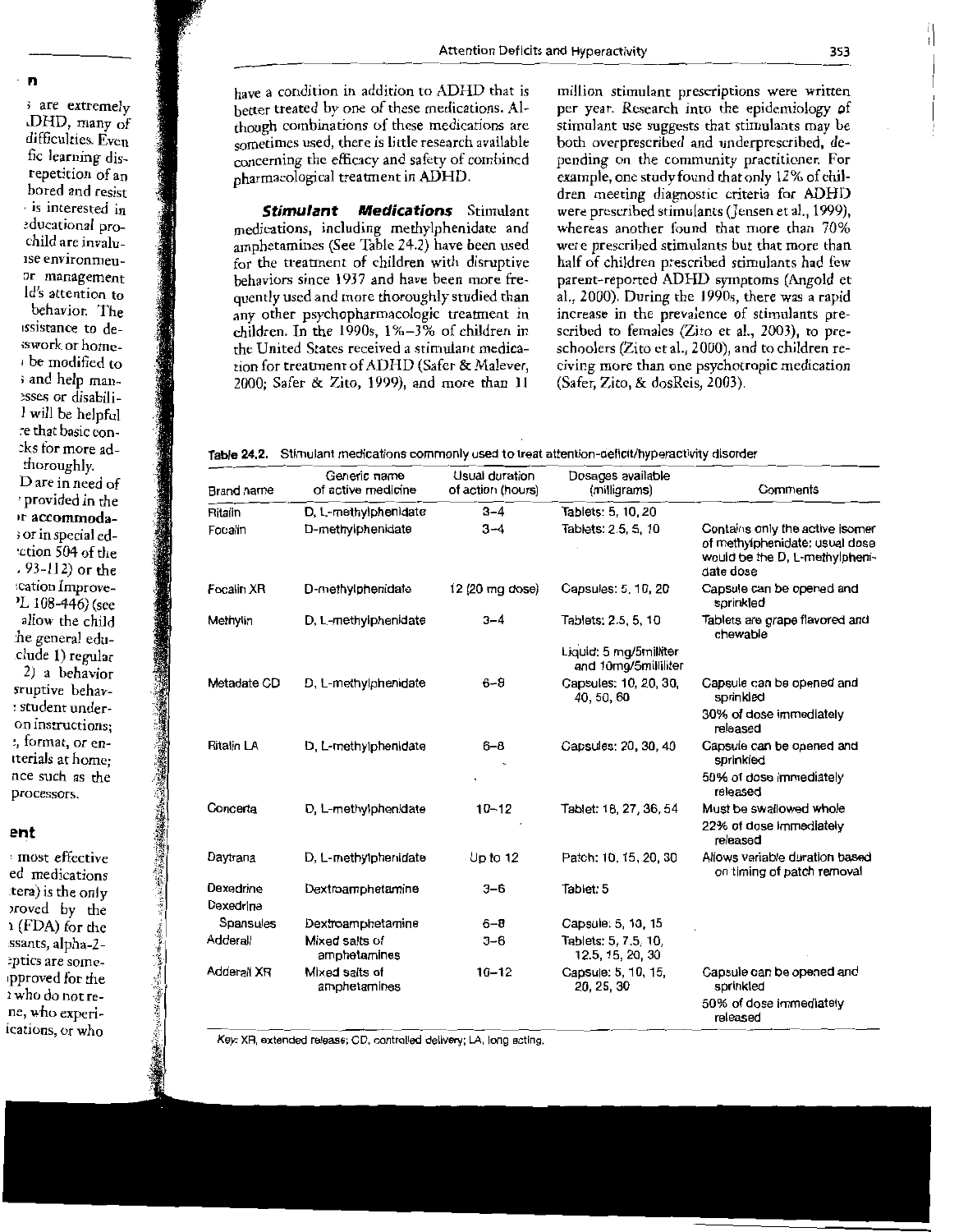have a condition in addition to ADHD that is better treated by one of these medications. Although combinations of these medications are sometimes used, there is little research available concerning the efficacy and safety of combined pharmacological treatment in ADHD.

***Stimulant Medications*** Stimulant medications, including methylphenidate and amphetamines (See Table 24.2) have been used for the treatment of children with disruptive behaviors since 1937 and have been more frequently used and more thoroughly studied than any other psychopharmacologic treatment in children. In the 1990s, 1%–3% of children in the United States received a stimulant medication for treatment of ADHD (Safer & Malever, 2000; Safer & Zito, 1999), and more than 11 million stimulant prescriptions were written per year. Research into the epidemiology of stimulant use suggests that stimulants may be both overprescribed and underprescribed, depending on the community practitioner. For example, one study found that only 12% of children meeting diagnostic criteria for ADHD were prescribed stimulants (Jensen et al., 1999), whereas another found that more than 70% were prescribed stimulants but that more than half of children prescribed stimulants had few parent-reported ADHD symptoms (Angold et al., 2000). During the 1990s, there was a rapid increase in the prevalence of stimulants prescribed to females (Zito et al., 2003), to preschoolers (Zito et al., 2000), and to children receiving more than one psychotropic medication (Safer, Zito, & dosReis, 2003).

**Table 24.2.** Stimulant medications commonly used to treat attention-deficit/hyperactivity disorder

| Brand name | Generic name of active medicine | Usual duration of action (hours) | Dosages available (milligrams) | Comments |
|---|---|---|---|---|
| Ritalin | D, L-methylphenidate | 3–4 | Tablets: 5, 10, 20 | |
| Focalin | D-methylphenidate | 3–4 | Tablets: 2.5, 5, 10 | Contains only the active isomer of methylphenidate; usual dose would be the D, L-methylphenidate dose |
| Focalin XR | D-methylphenidate | 12 (20 mg dose) | Capsules: 5, 10, 20 | Capsule can be opened and sprinkled |
| Methylin | D, L-methylphenidate | 3–4 | Tablets: 2.5, 5, 10<br>Liquid: 5 mg/5milliliter and 10mg/5milliliter | Tablets are grape flavored and chewable |
| Metadate CD | D, L-methylphenidate | 6–8 | Capsules: 10, 20, 30, 40, 50, 60 | Capsule can be opened and sprinkled<br>30% of dose immediately released |
| Ritalin LA | D, L-methylphenidate | 6–8 | Capsules: 20, 30, 40 | Capsule can be opened and sprinkled<br>50% of dose immediately released |
| Concerta | D, L-methylphenidate | 10–12 | Tablet: 18, 27, 36, 54 | Must be swallowed whole<br>22% of dose immediately released |
| Daytrana | D, L-methylphenidate | Up to 12 | Patch: 10, 15, 20, 30 | Allows variable duration based on timing of patch removal |
| Dexedrine | Dextroamphetamine | 3–6 | Tablet: 5 | |
| Dexedrine Spansules | Dextroamphetamine | 6–8 | Capsule: 5, 10, 15 | |
| Adderall | Mixed salts of amphetamines | 3–6 | Tablets: 5, 7.5, 10, 12.5, 15, 20, 30 | |
| Adderall XR | Mixed salts of amphetamines | 10–12 | Capsule: 5, 10, 15, 20, 25, 30 | Capsule can be opened and sprinkled<br>50% of dose immediately released |

Key: XR, extended release; CD, controlled delivery; LA, long acting.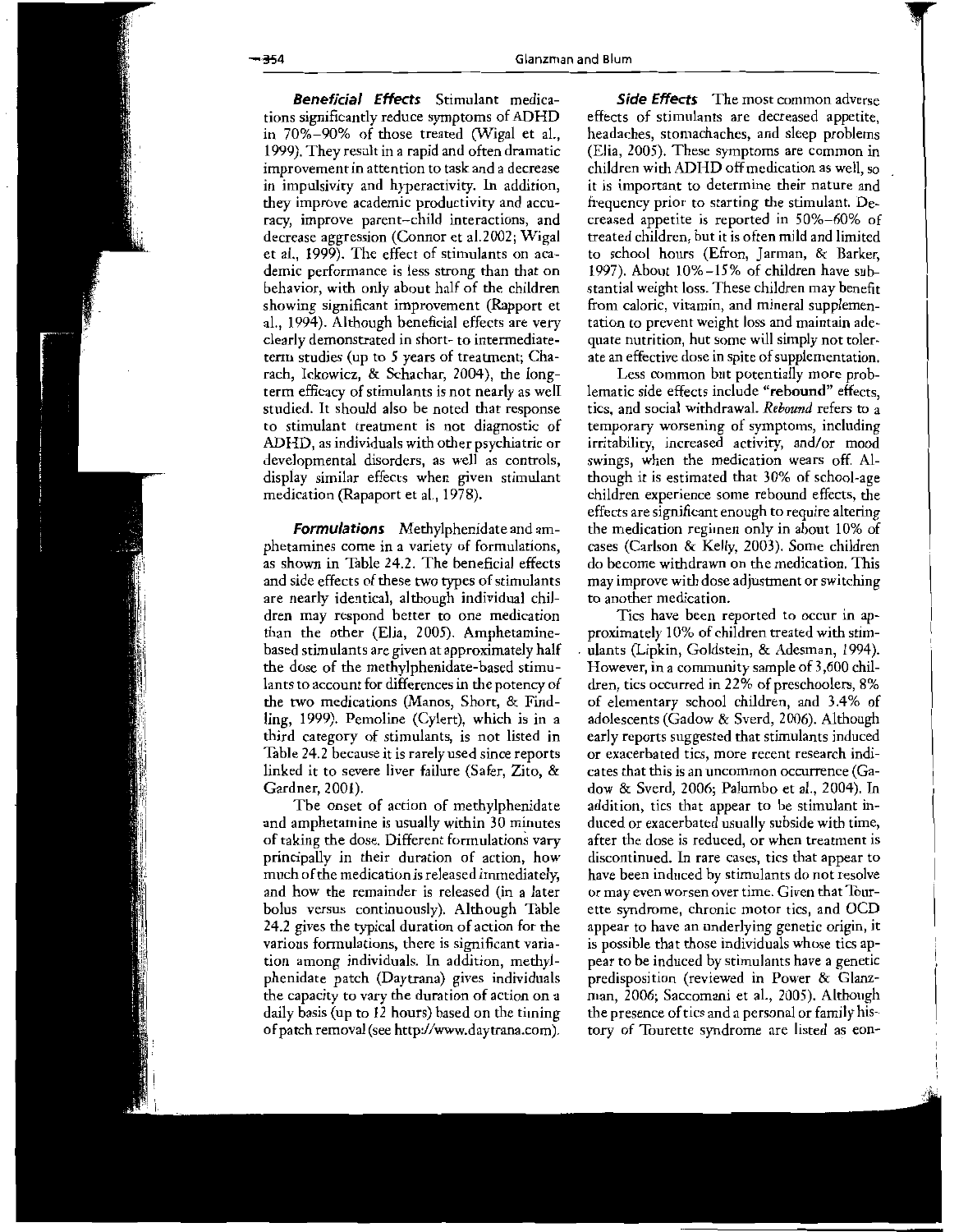***Beneficial Effects*** Stimulant medications significantly reduce symptoms of ADHD in 70%–90% of those treated (Wigal et al., 1999). They result in a rapid and often dramatic improvement in attention to task and a decrease in impulsivity and hyperactivity. In addition, they improve academic productivity and accuracy, improve parent–child interactions, and decrease aggression (Connor et al. 2002; Wigal et al., 1999). The effect of stimulants on academic performance is less strong than that on behavior, with only about half of the children showing significant improvement (Rapport et al., 1994). Although beneficial effects are very clearly demonstrated in short- to intermediate-term studies (up to 5 years of treatment; Charach, Ickowicz, & Schachar, 2004), the long-term efficacy of stimulants is not nearly as well studied. It should also be noted that response to stimulant treatment is not diagnostic of ADHD, as individuals with other psychiatric or developmental disorders, as well as controls, display similar effects when given stimulant medication (Rapaport et al., 1978).

***Formulations*** Methylphenidate and amphetamines come in a variety of formulations, as shown in Table 24.2. The beneficial effects and side effects of these two types of stimulants are nearly identical, although individual children may respond better to one medication than the other (Elia, 2005). Amphetamine-based stimulants are given at approximately half the dose of the methylphenidate-based stimulants to account for differences in the potency of the two medications (Manos, Short, & Findling, 1999). Pemoline (Cylert), which is in a third category of stimulants, is not listed in Table 24.2 because it is rarely used since reports linked it to severe liver failure (Safer, Zito, & Gardner, 2001).

The onset of action of methylphenidate and amphetamine is usually within 30 minutes of taking the dose. Different formulations vary principally in their duration of action, how much of the medication is released immediately, and how the remainder is released (in a later bolus versus continuously). Although Table 24.2 gives the typical duration of action for the various formulations, there is significant variation among individuals. In addition, methylphenidate patch (Daytrana) gives individuals the capacity to vary the duration of action on a daily basis (up to 12 hours) based on the timing of patch removal (see http://www.daytrana.com).

***Side Effects*** The most common adverse effects of stimulants are decreased appetite, headaches, stomachaches, and sleep problems (Elia, 2005). These symptoms are common in children with ADHD off medication as well, so it is important to determine their nature and frequency prior to starting the stimulant. Decreased appetite is reported in 50%–60% of treated children, but it is often mild and limited to school hours (Efron, Jarman, & Barker, 1997). About 10%–15% of children have substantial weight loss. These children may benefit from caloric, vitamin, and mineral supplementation to prevent weight loss and maintain adequate nutrition, but some will simply not tolerate an effective dose in spite of supplementation.

Less common but potentially more problematic side effects include "rebound" effects, tics, and social withdrawal. *Rebound* refers to a temporary worsening of symptoms, including irritability, increased activity, and/or mood swings, when the medication wears off. Although it is estimated that 30% of school-age children experience some rebound effects, the effects are significant enough to require altering the medication regimen only in about 10% of cases (Carlson & Kelly, 2003). Some children do become withdrawn on the medication. This may improve with dose adjustment or switching to another medication.

Tics have been reported to occur in approximately 10% of children treated with stimulants (Lipkin, Goldstein, & Adesman, 1994). However, in a community sample of 3,600 children, tics occurred in 22% of preschoolers, 8% of elementary school children, and 3.4% of adolescents (Gadow & Sverd, 2006). Although early reports suggested that stimulants induced or exacerbated tics, more recent research indicates that this is an uncommon occurrence (Gadow & Sverd, 2006; Palumbo et al., 2004). In addition, tics that appear to be stimulant induced or exacerbated usually subside with time, after the dose is reduced, or when treatment is discontinued. In rare cases, tics that appear to have been induced by stimulants do not resolve or may even worsen over time. Given that Tourette syndrome, chronic motor tics, and OCD appear to have an underlying genetic origin, it is possible that those individuals whose tics appear to be induced by stimulants have a genetic predisposition (reviewed in Power & Glanzman, 2006; Saccomani et al., 2005). Although the presence of tics and a personal or family history of Tourette syndrome are listed as con-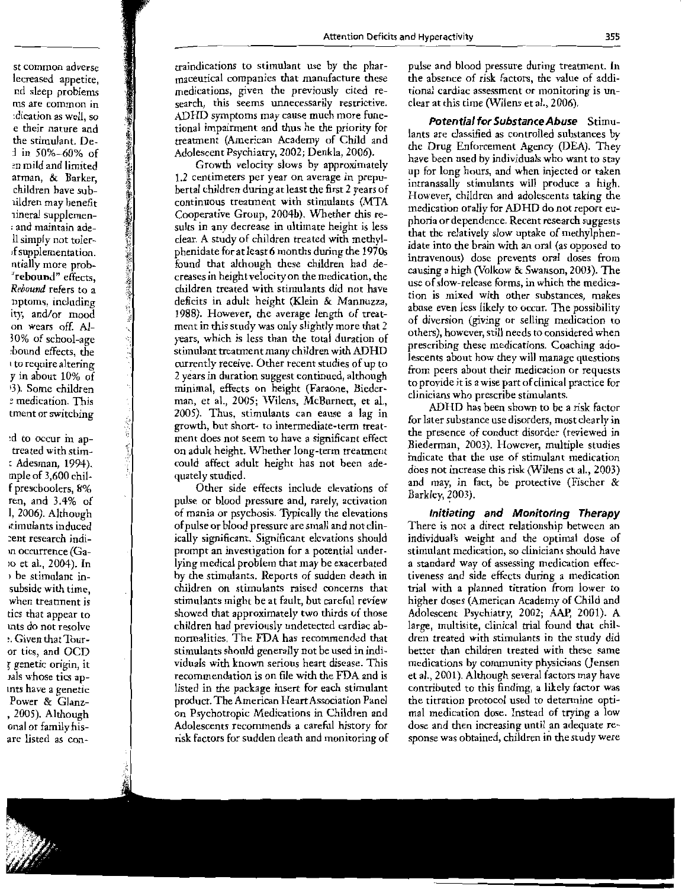traindications to stimulant use by the pharmaceutical companies that manufacture these medications, given the previously cited research, this seems unnecessarily restrictive. ADHD symptoms may cause much more functional impairment and thus be the priority for treatment (American Academy of Child and Adolescent Psychiatry, 2002; Denkla, 2006).

Growth velocity slows by approximately 1.2 centimeters per year on average in prepubertal children during at least the first 2 years of continuous treatment with stimulants (MTA Cooperative Group, 2004b). Whether this results in any decrease in ultimate height is less clear. A study of children treated with methylphenidate for at least 6 months during the 1970s found that although these children had decreases in height velocity on the medication, the children treated with stimulants did not have deficits in adult height (Klein & Mannuzza, 1988). However, the average length of treatment in this study was only slightly more that 2 years, which is less than the total duration of stimulant treatment many children with ADHD currently receive. Other recent studies of up to 2 years in duration suggest continued, although minimal, effects on height (Faraone, Biederman, et al., 2005; Wilens, McBurnett, et al., 2005). Thus, stimulants can cause a lag in growth, but short- to intermediate-term treatment does not seem to have a significant effect on adult height. Whether long-term treatment could affect adult height has not been adequately studied.

Other side effects include elevations of pulse or blood pressure and, rarely, activation of mania or psychosis. Typically the elevations of pulse or blood pressure are small and not clinically significant. Significant elevations should prompt an investigation for a potential underlying medical problem that may be exacerbated by the stimulants. Reports of sudden death in children on stimulants raised concerns that stimulants might be at fault, but careful review showed that approximately two thirds of those children had previously undetected cardiac abnormalities. The FDA has recommended that stimulants should generally not be used in individuals with known serious heart disease. This recommendation is on file with the FDA and is listed in the package insert for each stimulant product. The American Heart Association Panel on Psychotropic Medications in Children and Adolescents recommends a careful history for risk factors for sudden death and monitoring of pulse and blood pressure during treatment. In the absence of risk factors, the value of additional cardiac assessment or monitoring is unclear at this time (Wilens et al., 2006).

***Potential for Substance Abuse*** Stimulants are classified as controlled substances by the Drug Enforcement Agency (DEA). They have been used by individuals who want to stay up for long hours, and when injected or taken intranasally stimulants will produce a high. However, children and adolescents taking the medication orally for ADHD do not report euphoria or dependence. Recent research suggests that the relatively slow uptake of methylphenidate into the brain with an oral (as opposed to intravenous) dose prevents oral doses from causing a high (Volkow & Swanson, 2003). The use of slow-release forms, in which the medication is mixed with other substances, makes abuse even less likely to occur. The possibility of diversion (giving or selling medication to others), however, still needs to considered when prescribing these medications. Coaching adolescents about how they will manage questions from peers about their medication or requests to provide it is a wise part of clinical practice for clinicians who prescribe stimulants.

ADHD has been shown to be a risk factor for later substance use disorders, most clearly in the presence of conduct disorder (reviewed in Biederman, 2003). However, multiple studies indicate that the use of stimulant medication does not increase this risk (Wilens et al., 2003) and may, in fact, be protective (Fischer & Barkley, 2003).

***Initiating and Monitoring Therapy*** There is not a direct relationship between an individual's weight and the optimal dose of stimulant medication, so clinicians should have a standard way of assessing medication effectiveness and side effects during a medication trial with a planned titration from lower to higher doses (American Academy of Child and Adolescent Psychiatry, 2002; AAP, 2001). A large, multisite, clinical trial found that children treated with stimulants in the study did better than children treated with these same medications by community physicians (Jensen et al., 2001). Although several factors may have contributed to this finding, a likely factor was the titration protocol used to determine optimal medication dose. Instead of trying a low dose and then increasing until an adequate response was obtained, children in the study were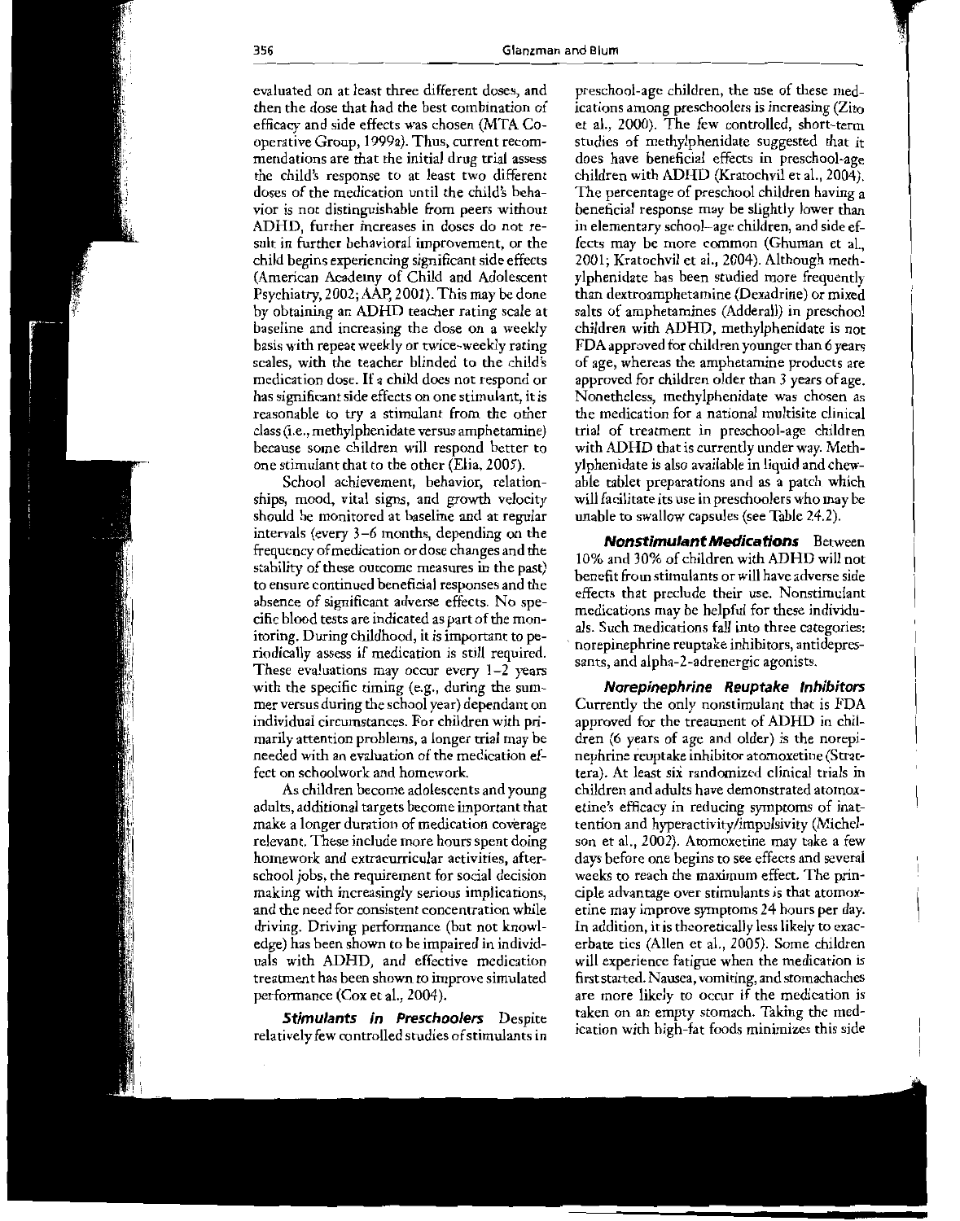evaluated on at least three different doses, and then the dose that had the best combination of efficacy and side effects was chosen (MTA Cooperative Group, 1999a). Thus, current recommendations are that the initial drug trial assess the child's response to at least two different doses of the medication until the child's behavior is not distinguishable from peers without ADHD, further increases in doses do not result in further behavioral improvement, or the child begins experiencing significant side effects (American Academy of Child and Adolescent Psychiatry, 2002; AAP, 2001). This may be done by obtaining an ADHD teacher rating scale at baseline and increasing the dose on a weekly basis with repeat weekly or twice-weekly rating scales, with the teacher blinded to the child's medication dose. If a child does not respond or has significant side effects on one stimulant, it is reasonable to try a stimulant from the other class (i.e., methylphenidate versus amphetamine) because some children will respond better to one stimulant that to the other (Elia, 2005).

School achievement, behavior, relationships, mood, vital signs, and growth velocity should be monitored at baseline and at regular intervals (every 3–6 months, depending on the frequency of medication or dose changes and the stability of these outcome measures in the past) to ensure continued beneficial responses and the absence of significant adverse effects. No specific blood tests are indicated as part of the monitoring. During childhood, it is important to periodically assess if medication is still required. These evaluations may occur every 1–2 years with the specific timing (e.g., during the summer versus during the school year) dependant on individual circumstances. For children with primarily attention problems, a longer trial may be needed with an evaluation of the medication effect on schoolwork and homework.

As children become adolescents and young adults, additional targets become important that make a longer duration of medication coverage relevant. These include more hours spent doing homework and extracurricular activities, after-school jobs, the requirement for social decision making with increasingly serious implications, and the need for consistent concentration while driving. Driving performance (but not knowledge) has been shown to be impaired in individuals with ADHD, and effective medication treatment has been shown to improve simulated performance (Cox et al., 2004).

***Stimulants in Preschoolers*** Despite relatively few controlled studies of stimulants in preschool-age children, the use of these medications among preschoolers is increasing (Zito et al., 2000). The few controlled, short-term studies of methylphenidate suggested that it does have beneficial effects in preschool-age children with ADHD (Kratochvil et al., 2004). The percentage of preschool children having a beneficial response may be slightly lower than in elementary school–age children, and side effects may be more common (Ghuman et al., 2001; Kratochvil et al., 2004). Although methylphenidate has been studied more frequently than dextroamphetamine (Dexadrine) or mixed salts of amphetamines (Adderall) in preschool children with ADHD, methylphenidate is not FDA approved for children younger than 6 years of age, whereas the amphetamine products are approved for children older than 3 years of age. Nonetheless, methylphenidate was chosen as the medication for a national multisite clinical trial of treatment in preschool-age children with ADHD that is currently under way. Methylphenidate is also available in liquid and chewable tablet preparations and as a patch which will facilitate its use in preschoolers who may be unable to swallow capsules (see Table 24.2).

***Nonstimulant Medications*** Between 10% and 30% of children with ADHD will not benefit from stimulants or will have adverse side effects that preclude their use. Nonstimulant medications may be helpful for these individuals. Such medications fall into three categories: norepinephrine reuptake inhibitors, antidepressants, and alpha-2-adrenergic agonists.

***Norepinephrine Reuptake Inhibitors*** Currently the only nonstimulant that is FDA approved for the treatment of ADHD in children (6 years of age and older) is the norepinephrine reuptake inhibitor atomoxetine (Strattera). At least six randomized clinical trials in children and adults have demonstrated atomoxetine's efficacy in reducing symptoms of inattention and hyperactivity/impulsivity (Michelson et al., 2002). Atomoxetine may take a few days before one begins to see effects and several weeks to reach the maximum effect. The principle advantage over stimulants is that atomoxetine may improve symptoms 24 hours per day. In addition, it is theoretically less likely to exacerbate tics (Allen et al., 2005). Some children will experience fatigue when the medication is first started. Nausea, vomiting, and stomachaches are more likely to occur if the medication is taken on an empty stomach. Taking the medication with high-fat foods minimizes this side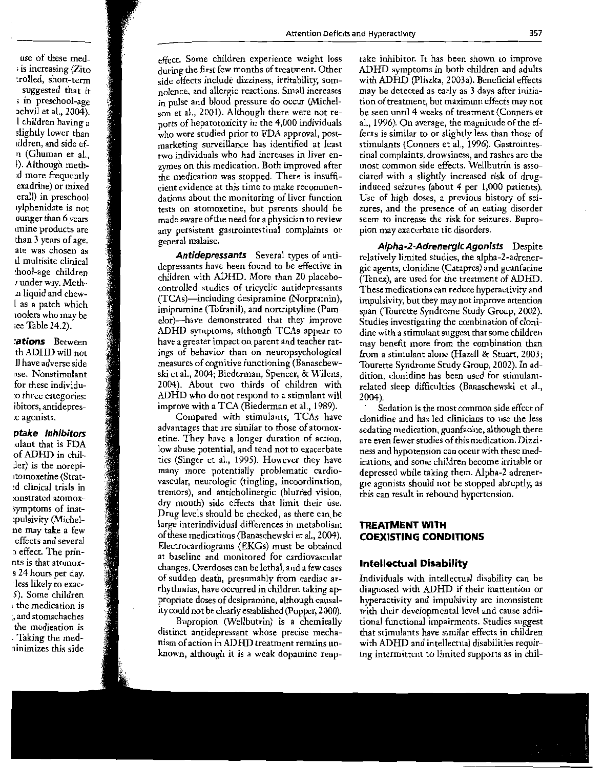effect. Some children experience weight loss during the first few months of treatment. Other side effects include dizziness, irritability, somnolence, and allergic reactions. Small increases in pulse and blood pressure do occur (Michelson et al., 2001). Although there were not reports of hepatotoxicity in the 4,000 individuals who were studied prior to FDA approval, postmarketing surveillance has identified at least two individuals who had increases in liver enzymes on this medication. Both improved after the medication was stopped. There is insufficient evidence at this time to make recommendations about the monitoring of liver function tests on atomoxetine, but parents should be made aware of the need for a physician to review any persistent gastrointestinal complaints or general malaise.

***Antidepressants*** Several types of antidepressants have been found to be effective in children with ADHD. More than 20 placebo-controlled studies of tricyclic antidepressants (TCAs)—including desipramine (Norpramin), imipramine (Tofranil), and nortriptyline (Pamelor)—have demonstrated that they improve ADHD symptoms, although TCAs appear to have a greater impact on parent and teacher ratings of behavior than on neuropsychological measures of cognitive functioning (Banaschewski et al., 2004; Biederman, Spencer, & Wilens, 2004). About two thirds of children with ADHD who do not respond to a stimulant will improve with a TCA (Biederman et al., 1989).

Compared with stimulants, TCAs have advantages that are similar to those of atomoxetine. They have a longer duration of action, low abuse potential, and tend not to exacerbate tics (Singer et al., 1995). However they have many more potentially problematic cardiovascular, neurologic (tingling, incoordination, tremors), and anticholinergic (blurred vision, dry mouth) side effects that limit their use. Drug levels should be checked, as there can be large interindividual differences in metabolism of these medications (Banaschewski et al., 2004). Electrocardiograms (EKGs) must be obtained at baseline and monitored for cardiovascular changes. Overdoses can be lethal, and a few cases of sudden death, presumably from cardiac arrhythmias, have occurred in children taking appropriate doses of desipramine, although causality could not be clearly established (Popper, 2000).

Bupropion (Wellbutrin) is a chemically distinct antidepressant whose precise mechanism of action in ADHD treatment remains unknown, although it is a weak dopamine reuptake inhibitor. It has been shown to improve ADHD symptoms in both children and adults with ADHD (Pliszka, 2003a). Beneficial effects may be detected as early as 3 days after initiation of treatment, but maximum effects may not be seen until 4 weeks of treatment (Conners et al., 1996). On average, the magnitude of the effects is similar to or slightly less than those of stimulants (Conners et al., 1996). Gastrointestinal complaints, drowsiness, and rashes are the most common side effects. Wellbutrin is associated with a slightly increased risk of drug-induced seizures (about 4 per 1,000 patients). Use of high doses, a previous history of seizures, and the presence of an eating disorder seem to increase the risk for seizures. Bupropion may exacerbate tic disorders.

***Alpha-2-Adrenergic Agonists*** Despite relatively limited studies, the alpha-2-adrenergic agents, clonidine (Catapres) and guanfacine (Tenex), are used for the treatment of ADHD. These medications can reduce hyperactivity and impulsivity, but they may not improve attention span (Tourette Syndrome Study Group, 2002). Studies investigating the combination of clonidine with a stimulant suggest that some children may benefit more from the combination than from a stimulant alone (Hazell & Stuart, 2003; Tourette Syndrome Study Group, 2002). In addition, clonidine has been used for stimulant-related sleep difficulties (Banaschewski et al., 2004).

Sedation is the most common side effect of clonidine and has led clinicians to use the less sedating medication, guanfacine, although there are even fewer studies of this medication. Dizziness and hypotension can occur with these medications, and some children become irritable or depressed while taking them. Alpha-2 adrenergic agonists should not be stopped abruptly, as this can result in rebound hypertension.

## TREATMENT WITH COEXISTING CONDITIONS

### Intellectual Disability

Individuals with intellectual disability can be diagnosed with ADHD if their inattention or hyperactivity and impulsivity are inconsistent with their developmental level and cause additional functional impairments. Studies suggest that stimulants have similar effects in children with ADHD and intellectual disabilities requiring intermittent to limited supports as in chil-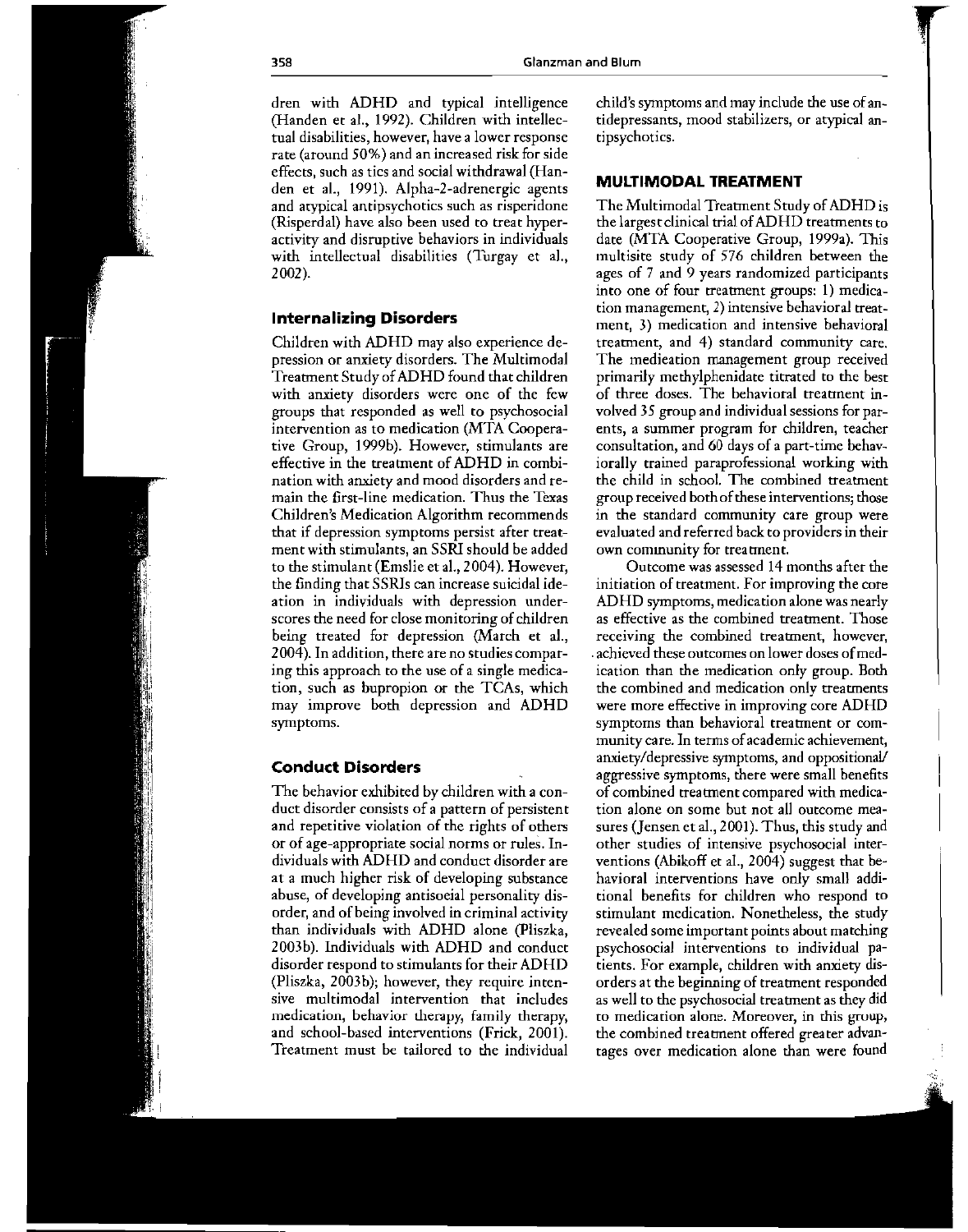dren with ADHD and typical intelligence (Handen et al., 1992). Children with intellectual disabilities, however, have a lower response rate (around 50%) and an increased risk for side effects, such as tics and social withdrawal (Handen et al., 1991). Alpha-2-adrenergic agents and atypical antipsychotics such as risperidone (Risperdal) have also been used to treat hyperactivity and disruptive behaviors in individuals with intellectual disabilities (Turgay et al., 2002).

### Internalizing Disorders

Children with ADHD may also experience depression or anxiety disorders. The Multimodal Treatment Study of ADHD found that children with anxiety disorders were one of the few groups that responded as well to psychosocial intervention as to medication (MTA Cooperative Group, 1999b). However, stimulants are effective in the treatment of ADHD in combination with anxiety and mood disorders and remain the first-line medication. Thus the Texas Children's Medication Algorithm recommends that if depression symptoms persist after treatment with stimulants, an SSRI should be added to the stimulant (Emslie et al., 2004). However, the finding that SSRIs can increase suicidal ideation in individuals with depression underscores the need for close monitoring of children being treated for depression (March et al., 2004). In addition, there are no studies comparing this approach to the use of a single medication, such as bupropion or the TCAs, which may improve both depression and ADHD symptoms.

### Conduct Disorders

The behavior exhibited by children with a conduct disorder consists of a pattern of persistent and repetitive violation of the rights of others or of age-appropriate social norms or rules. Individuals with ADHD and conduct disorder are at a much higher risk of developing substance abuse, of developing antisocial personality disorder, and of being involved in criminal activity than individuals with ADHD alone (Pliszka, 2003b). Individuals with ADHD and conduct disorder respond to stimulants for their ADHD (Pliszka, 2003b); however, they require intensive multimodal intervention that includes medication, behavior therapy, family therapy, and school-based interventions (Frick, 2001). Treatment must be tailored to the individual child's symptoms and may include the use of antidepressants, mood stabilizers, or atypical antipsychotics.

## MULTIMODAL TREATMENT

The Multimodal Treatment Study of ADHD is the largest clinical trial of ADHD treatments to date (MTA Cooperative Group, 1999a). This multisite study of 576 children between the ages of 7 and 9 years randomized participants into one of four treatment groups: 1) medication management, 2) intensive behavioral treatment, 3) medication and intensive behavioral treatment, and 4) standard community care. The medication management group received primarily methylphenidate titrated to the best of three doses. The behavioral treatment involved 35 group and individual sessions for parents, a summer program for children, teacher consultation, and 60 days of a part-time behaviorally trained paraprofessional working with the child in school. The combined treatment group received both of these interventions; those in the standard community care group were evaluated and referred back to providers in their own community for treatment.

Outcome was assessed 14 months after the initiation of treatment. For improving the core ADHD symptoms, medication alone was nearly as effective as the combined treatment. Those receiving the combined treatment, however, achieved these outcomes on lower doses of medication than the medication only group. Both the combined and medication only treatments were more effective in improving core ADHD symptoms than behavioral treatment or community care. In terms of academic achievement, anxiety/depressive symptoms, and oppositional/aggressive symptoms, there were small benefits of combined treatment compared with medication alone on some but not all outcome measures (Jensen et al., 2001). Thus, this study and other studies of intensive psychosocial interventions (Abikoff et al., 2004) suggest that behavioral interventions have only small additional benefits for children who respond to stimulant medication. Nonetheless, the study revealed some important points about matching psychosocial interventions to individual patients. For example, children with anxiety disorders at the beginning of treatment responded as well to the psychosocial treatment as they did to medication alone. Moreover, in this group, the combined treatment offered greater advantages over medication alone than were found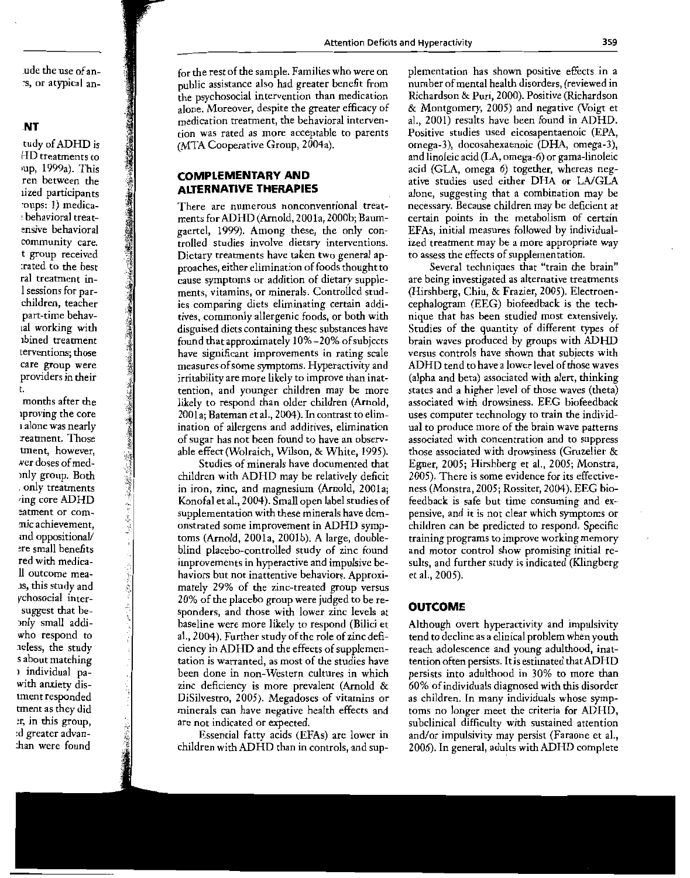for the rest of the sample. Families who were on public assistance also had greater benefit from the psychosocial intervention than medication alone. Moreover, despite the greater efficacy of medication treatment, the behavioral intervention was rated as more acceptable to parents (MTA Cooperative Group, 2004a).

## COMPLEMENTARY AND ALTERNATIVE THERAPIES

There are numerous nonconventional treatments for ADHD (Arnold, 2001a, 2000b; Baumgaertel, 1999). Among these, the only controlled studies involve dietary interventions. Dietary treatments have taken two general approaches, either elimination of foods thought to cause symptoms or addition of dietary supplements, vitamins, or minerals. Controlled studies comparing diets eliminating certain additives, commonly allergenic foods, or both with disguised diets containing these substances have found that approximately 10%–20% of subjects have significant improvements in rating scale measures of some symptoms. Hyperactivity and irritability are more likely to improve than inattention, and younger children may be more likely to respond than older children (Arnold, 2001a; Bateman et al., 2004). In contrast to elimination of allergens and additives, elimination of sugar has not been found to have an observable effect (Wolraich, Wilson, & White, 1995).

Studies of minerals have documented that children with ADHD may be relatively deficit in iron, zinc, and magnesium (Arnold, 2001a; Konofal et al., 2004). Small open label studies of supplementation with these minerals have demonstrated some improvement in ADHD symptoms (Arnold, 2001a, 2001b). A large, double-blind placebo-controlled study of zinc found improvements in hyperactive and impulsive behaviors but not inattentive behaviors. Approximately 29% of the zinc-treated group versus 20% of the placebo group were judged to be responders, and those with lower zinc levels at baseline were more likely to respond (Bilici et al., 2004). Further study of the role of zinc deficiency in ADHD and the effects of supplementation is warranted, as most of the studies have been done in non-Western cultures in which zinc deficiency is more prevalent (Arnold & DiSilvestro, 2005). Megadoses of vitamins or minerals can have negative health effects and are not indicated or expected.

Essential fatty acids (EFAs) are lower in children with ADHD than in controls, and supplementation has shown positive effects in a number of mental health disorders, (reviewed in Richardson & Puri, 2000). Positive (Richardson & Montgomery, 2005) and negative (Voigt et al., 2001) results have been found in ADHD. Positive studies used eicosapentaenoic (EPA, omega-3), docosahexaenoic (DHA, omega-3), and linoleic acid (LA, omega-6) or gama-linoleic acid (GLA, omega 6) together, whereas negative studies used either DHA or LA/GLA alone, suggesting that a combination may be necessary. Because children may be deficient at certain points in the metabolism of certain EFAs, initial measures followed by individualized treatment may be a more appropriate way to assess the effects of supplementation.

Several techniques that "train the brain" are being investigated as alternative treatments (Hirshberg, Chiu, & Frazier, 2005). Electroencephalogram (EEG) biofeedback is the technique that has been studied most extensively. Studies of the quantity of different types of brain waves produced by groups with ADHD versus controls have shown that subjects with ADHD tend to have a lower level of those waves (alpha and beta) associated with alert, thinking states and a higher level of those waves (theta) associated with drowsiness. EEG biofeedback uses computer technology to train the individual to produce more of the brain wave patterns associated with concentration and to suppress those associated with drowsiness (Gruzelier & Egner, 2005; Hirshberg et al., 2005; Monstra, 2005). There is some evidence for its effectiveness (Monstra, 2005; Rossiter, 2004). EEG biofeedback is safe but time consuming and expensive, and it is not clear which symptoms or children can be predicted to respond. Specific training programs to improve working memory and motor control show promising initial results, and further study is indicated (Klingberg et al., 2005).

## OUTCOME

Although overt hyperactivity and impulsivity tend to decline as a clinical problem when youth reach adolescence and young adulthood, inattention often persists. It is estimated that ADHD persists into adulthood in 30% to more than 60% of individuals diagnosed with this disorder as children. In many individuals whose symptoms no longer meet the criteria for ADHD, subclinical difficulty with sustained attention and/or impulsivity may persist (Faraone et al., 2006). In general, adults with ADHD complete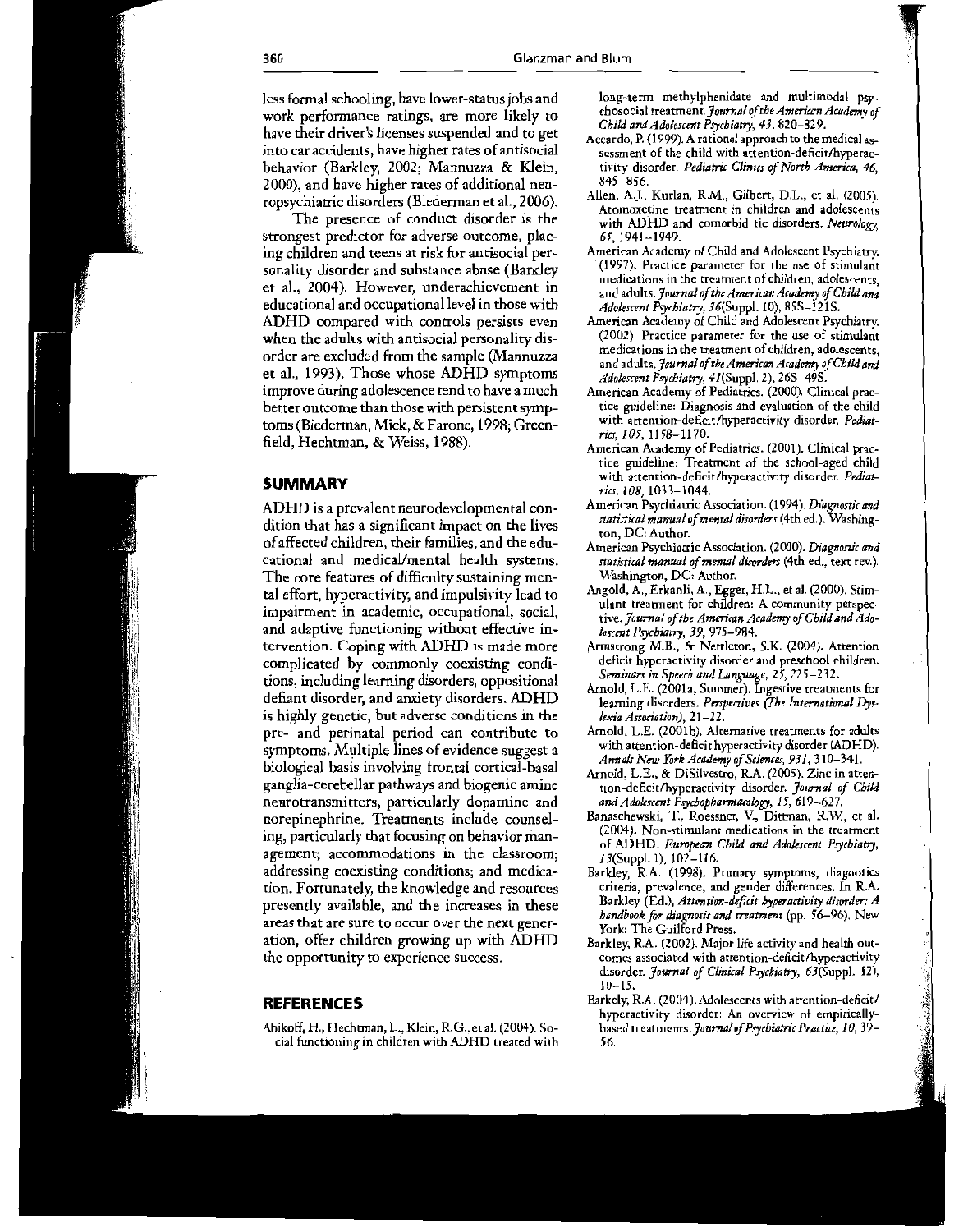less formal schooling, have lower-status jobs and work performance ratings, are more likely to have their driver's licenses suspended and to get into car accidents, have higher rates of antisocial behavior (Barkley, 2002; Mannuzza & Klein, 2000), and have higher rates of additional neuropsychiatric disorders (Biederman et al., 2006).

The presence of conduct disorder is the strongest predictor for adverse outcome, placing children and teens at risk for antisocial personality disorder and substance abuse (Barkley et al., 2004). However, underachievement in educational and occupational level in those with ADHD compared with controls persists even when the adults with antisocial personality disorder are excluded from the sample (Mannuzza et al., 1993). Those whose ADHD symptoms improve during adolescence tend to have a much better outcome than those with persistent symptoms (Biederman, Mick, & Farone, 1998; Greenfield, Hechtman, & Weiss, 1988).

## SUMMARY

ADHD is a prevalent neurodevelopmental condition that has a significant impact on the lives of affected children, their families, and the educational and medical/mental health systems. The core features of difficulty sustaining mental effort, hyperactivity, and impulsivity lead to impairment in academic, occupational, social, and adaptive functioning without effective intervention. Coping with ADHD is made more complicated by commonly coexisting conditions, including learning disorders, oppositional defiant disorder, and anxiety disorders. ADHD is highly genetic, but adverse conditions in the pre- and perinatal period can contribute to symptoms. Multiple lines of evidence suggest a biological basis involving frontal cortical-basal ganglia-cerebellar pathways and biogenic amine neurotransmitters, particularly dopamine and norepinephrine. Treatments include counseling, particularly that focusing on behavior management; accommodations in the classroom; addressing coexisting conditions; and medication. Fortunately, the knowledge and resources presently available, and the increases in these areas that are sure to occur over the next generation, offer children growing up with ADHD the opportunity to experience success.

## REFERENCES

Abikoff, H., Hechtman, L., Klein, R.G., et al. (2004). Social functioning in children with ADHD treated with long-term methylphenidate and multimodal psychosocial treatment. *Journal of the American Academy of Child and Adolescent Psychiatry, 43,* 820–829.

Accardo, P. (1999). A rational approach to the medical assessment of the child with attention-deficit/hyperactivity disorder. *Pediatric Clinics of North America, 46,* 845–856.

Allen, A.J., Kurlan, R.M., Gilbert, D.L., et al. (2005). Atomoxetine treatment in children and adolescents with ADHD and comorbid tic disorders. *Neurology, 65,* 1941–1949.

American Academy of Child and Adolescent Psychiatry. (1997). Practice parameter for the use of stimulant medications in the treatment of children, adolescents, and adults. *Journal of the American Academy of Child and Adolescent Psychiatry, 36*(Suppl. 10), 85S–121S.

American Academy of Child and Adolescent Psychiatry. (2002). Practice parameter for the use of stimulant medications in the treatment of children, adolescents, and adults. *Journal of the American Academy of Child and Adolescent Psychiatry, 41*(Suppl. 2), 26S–49S.

American Academy of Pediatrics. (2000). Clinical practice guideline: Diagnosis and evaluation of the child with attention-deficit/hyperactivity disorder. *Pediatrics, 105,* 1158–1170.

American Academy of Pediatrics. (2001). Clinical practice guideline: Treatment of the school-aged child with attention-deficit/hyperactivity disorder. *Pediatrics, 108,* 1033–1044.

American Psychiatric Association. (1994). *Diagnostic and statistical manual of mental disorders* (4th ed.). Washington, DC: Author.

American Psychiatric Association. (2000). *Diagnostic and statistical manual of mental disorders* (4th ed., text rev.). Washington, DC: Author.

Angold, A., Erkanli, A., Egger, H.L., et al. (2000). Stimulant treatment for children: A community perspective. *Journal of the American Academy of Child and Adolescent Psychiatry, 39,* 975–984.

Armstrong M.B., & Nettleton, S.K. (2004). Attention deficit hyperactivity disorder and preschool children. *Seminars in Speech and Language, 25,* 225–232.

Arnold, L.E. (2001a, Summer). Ingestive treatments for learning disorders. *Perspectives (The International Dyslexia Association),* 21–22.

Arnold, L.E. (2001b). Alternative treatments for adults with attention-deficit hyperactivity disorder (ADHD). *Annals New York Academy of Sciences, 931,* 310–341.

Arnold, L.E., & DiSilvestro, R.A. (2005). Zinc in attention-deficit/hyperactivity disorder. *Journal of Child and Adolescent Psychopharmacology, 15,* 619–627.

Banaschewski, T., Roessner, V., Dittman, R.W., et al. (2004). Non-stimulant medications in the treatment of ADHD. *European Child and Adolescent Psychiatry, 13*(Suppl. 1), 102–116.

Barkley, R.A. (1998). Primary symptoms, diagnostics criteria, prevalence, and gender differences. In R.A. Barkley (Ed.), *Attention-deficit hyperactivity disorder: A handbook for diagnosis and treatment* (pp. 56–96). New York: The Guilford Press.

Barkley, R.A. (2002). Major life activity and health outcomes associated with attention-deficit/hyperactivity disorder. *Journal of Clinical Psychiatry, 63*(Suppl. 12), 10–15.

Barkely, R.A. (2004). Adolescents with attention-deficit/hyperactivity disorder: An overview of empirically-based treatments. *Journal of Psychiatric Practice, 10,* 39–56.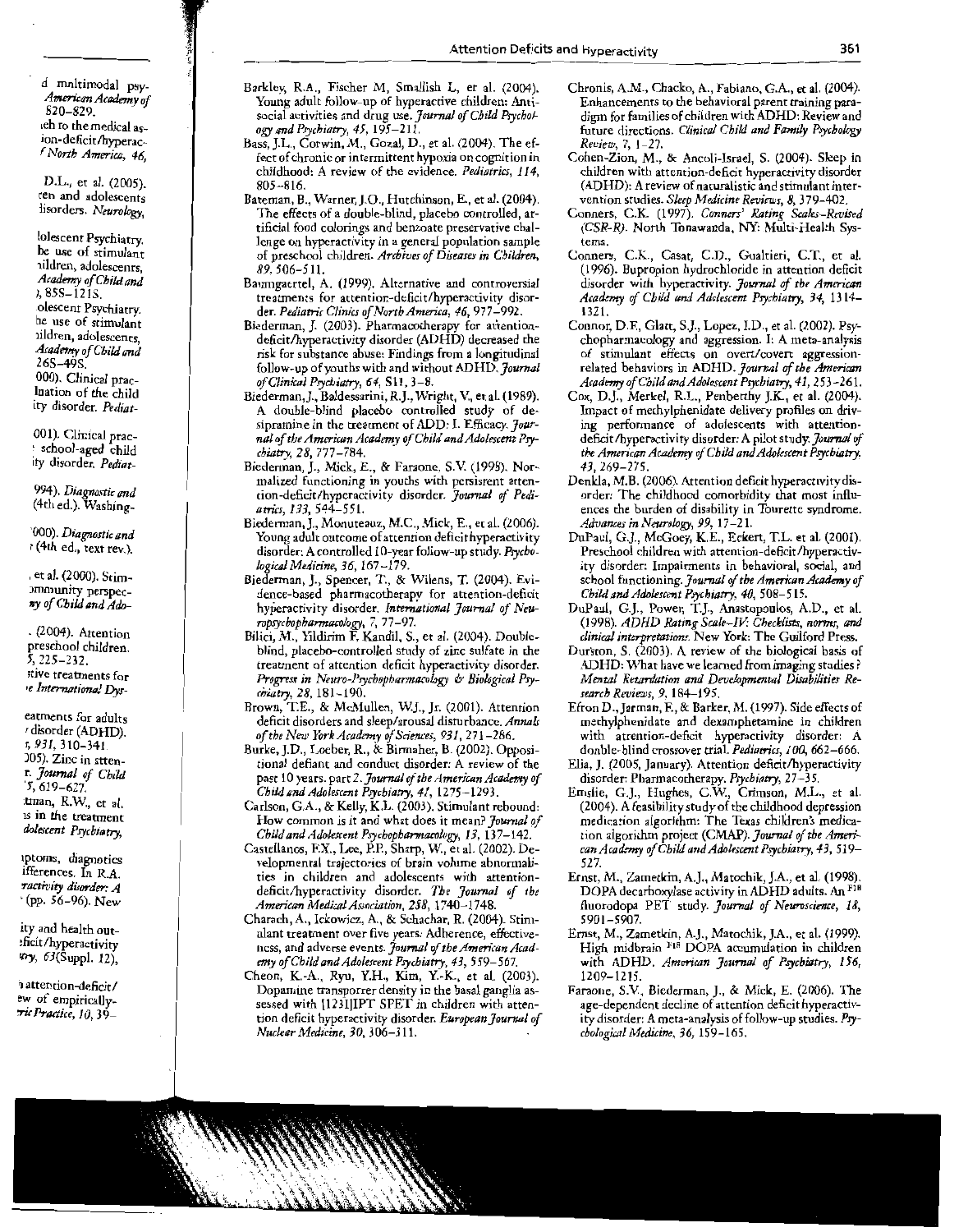d multimodal psy- *American Academy of* 820–829.

ich to the medical as- ion-deficit/hyperac- *f North America, 46,*

D.L., et al. (2005). ren and adolescents lisorders. *Neurology,*

lolescent Psychiatry. he use of stimulant uildren, adolescents, *Academy of Child and* *)*, 85S–121S.

olescent Psychiatry. he use of stimulant uildren, adolescents, *Academy of Child and* 26S–49S.

000). Clinical prac- luation of the child ity disorder. *Pediat-*

001). Clinical prac- school-aged child ity disorder. *Pediat-*

994). *Diagnostic and* (4th ed.). Washing-

'000). *Diagnostic and* (4th ed., text rev.).

, et al. (2000). Stim- ommunity perspec- *ny of Child and Ado-*

. (2004). Attention preschool children. *5*, 225–232.

itive treatments for *e International Dys-*

eatments for adults disorder (ADHD). *s, 931*, 310–341.

005). Zinc in atten- r. *Journal of Child* *'5*, 619–627.

.tman, R.W., et al. is in the treatment *dolescent Psychiatry,*

mptoms, diagnostics ifferences. In R.A. *ractivity disorder: A* (pp. 56–96). New

ity and health out- eficit/hyperactivity *try, 63*(Suppl. 12),

attention-deficit/ ew of empirically- *ric Practice, 10*, 39–

Barkley, R.A., Fischer M, Smallish L, et al. (2004). Young adult follow-up of hyperactive children: Antisocial activities and drug use. *Journal of Child Psychology and Psychiatry, 45*, 195–211.

Bass, J.L., Corwin, M., Gozal, D., et al. (2004). The effect of chronic or intermittent hypoxia on cognition in childhood: A review of the evidence. *Pediatrics, 114*, 805–816.

Bateman, B., Warner, J.O., Hutchinson, E., et al. (2004). The effects of a double-blind, placebo controlled, artificial food colorings and benzoate preservative challenge on hyperactivity in a general population sample of preschool children. *Archives of Diseases in Children, 89*, 506–511.

Baumgaertel, A. (1999). Alternative and controversial treatments for attention-deficit/hyperactivity disorder. *Pediatric Clinics of North America, 46*, 977–992.

Biederman, J. (2003). Pharmacotherapy for attention-deficit/hyperactivity disorder (ADHD) decreased the risk for substance abuse: Findings from a longitudinal follow-up of youths with and without ADHD. *Journal of Clinical Psychiatry, 64*, S11, 3–8.

Biederman, J., Baldessarini, R.J., Wright, V., et al. (1989). A double-blind placebo controlled study of desipramine in the treatment of ADD: I. Efficacy. *Journal of the American Academy of Child and Adolescent Psychiatry, 28*, 777–784.

Biederman, J., Mick, E., & Faraone. S.V. (1998). Normalized functioning in youths with persistent attention-deficit/hyperactivity disorder. *Journal of Pediatrics, 133*, 544–551.

Biederman, J., Monuteaux, M.C., Mick, E., et al. (2006). Young adult outcome of attention deficit hyperactivity disorder: A controlled 10-year follow-up study. *Psychological Medicine, 36*, 167–179.

Biederman, J., Spencer, T., & Wilens, T. (2004). Evidence-based pharmacotherapy for attention-deficit hyperactivity disorder. *International Journal of Neuropsychopharmacology, 7*, 77–97.

Bilici, M., Yildirim F, Kandil, S., et al. (2004). Double-blind, placebo-controlled study of zinc sulfate in the treatment of attention deficit hyperactivity disorder. *Progress in Neuro-Psychopharmacology & Biological Psychiatry, 28*, 181–190.

Brown, T.E., & McMullen, W.J., Jr. (2001). Attention deficit disorders and sleep/arousal disturbance. *Annals of the New York Academy of Sciences, 931*, 271–286.

Burke, J.D., Loeber, R., & Birmaher, B. (2002). Oppositional defiant and conduct disorder: A review of the past 10 years. part 2. *Journal of the American Academy of Child and Adolescent Psychiatry, 41*, 1275–1293.

Carlson, G.A., & Kelly, K.L. (2003). Stimulant rebound: How common is it and what does it mean? *Journal of Child and Adolescent Psychopharmacology, 13*, 137–142.

Castellanos, F.X., Lee, P.P., Sharp, W., et al. (2002). Developmental trajectories of brain volume abnormalities in children and adolescents with attention-deficit/hyperactivity disorder. *The Journal of the American Medical Association, 288*, 1740–1748.

Charach, A., Ickowicz, A., & Schachar, R. (2004). Stimulant treatment over five years: Adherence, effectiveness, and adverse events. *Journal of the American Academy of Child and Adolescent Psychiatry, 43*, 559–567.

Cheon, K.-A., Ryu, Y.H., Kim, Y.-K., et al. (2003). Dopamine transporter density in the basal ganglia assessed with [123I]IPT SPET in children with attention deficit hyperactivity disorder. *European Journal of Nuclear Medicine, 30*, 306–311.

Chronis, A.M., Chacko, A., Fabiano, G.A., et al. (2004). Enhancements to the behavioral parent training paradigm for families of children with ADHD: Review and future directions. *Clinical Child and Family Psychology Review, 7*, 1–27.

Cohen-Zion, M., & Ancoli-Israel, S. (2004). Sleep in children with attention-deficit hyperactivity disorder (ADHD): A review of naturalistic and stimulant intervention studies. *Sleep Medicine Reviews, 8*, 379–402.

Conners, C.K. (1997). *Conners' Rating Scales–Revised (CSR-R)*. North Tonawanda, NY: Multi-Health Systems.

Conners, C.K., Casat, C.D., Gualtieri, C.T., et al. (1996). Bupropion hydrochloride in attention deficit disorder with hyperactivity. *Journal of the American Academy of Child and Adolescent Psychiatry, 34*, 1314–1321.

Connor, D.F., Glatt, S.J., Lopez, I.D., et al. (2002). Psychopharmacology and aggression. I: A meta-analysis of stimulant effects on overt/covert aggression-related behaviors in ADHD. *Journal of the American Academy of Child and Adolescent Psychiatry, 41*, 253–261.

Cox, D.J., Merkel, R.L., Penberthy J.K., et al. (2004). Impact of methylphenidate delivery profiles on driving performance of adolescents with attention-deficit/hyperactivity disorder: A pilot study. *Journal of the American Academy of Child and Adolescent Psychiatry, 43*, 269–275.

Denkla, M.B. (2006). Attention deficit hyperactivity disorder: The childhood comorbidity that most influences the burden of disability in Tourette syndrome. *Advances in Neurology, 99*, 17–21.

DuPaul, G.J., McGoey, K.E., Eckert, T.L. et al. (2001). Preschool children with attention-deficit/hyperactivity disorder: Impairments in behavioral, social, and school functioning. *Journal of the American Academy of Child and Adolescent Psychiatry, 40*, 508–515.

DuPaul, G.J., Power, T.J., Anastopoulos, A.D., et al. (1998). *ADHD Rating Scale-IV: Checklists, norms, and clinical interpretations.* New York: The Guilford Press.

Durston, S. (2003). A review of the biological basis of ADHD: What have we learned from imaging studies? *Mental Retardation and Developmental Disabilities Research Reviews, 9*, 184–195.

Efron D., Jarman, F., & Barker, M. (1997). Side effects of methylphenidate and dexamphetamine in children with attention-deficit hyperactivity disorder: A double-blind crossover trial. *Pediatrics, 100*, 662–666.

Elia, J. (2005, January). Attention deficit/hyperactivity disorder: Pharmacotherapy. *Psychiatry*, 27–35.

Emslie, G.J., Hughes, C.W., Crimson, M.L., et al. (2004). A feasibility study of the childhood depression medication algorithm: The Texas children's medication algorithm project (CMAP). *Journal of the American Academy of Child and Adolescent Psychiatry, 43*, 519–527.

Ernst, M., Zametkin, A.J., Matochik, J.A., et al. (1998). DOPA decarboxylase activity in ADHD adults. An F[18] fluorodopa PET study. *Journal of Neuroscience, 18*, 5901–5907.

Ernst, M., Zametkin, A.J., Matochik, J.A., et al. (1999). High midbrain F[18] DOPA accumulation in children with ADHD. *American Journal of Psychiatry, 156*, 1209–1215.

Faraone, S.V., Biederman, J., & Mick, E. (2006). The age-dependent decline of attention deficit hyperactivity disorder: A meta-analysis of follow-up studies. *Psychological Medicine, 36*, 159–165.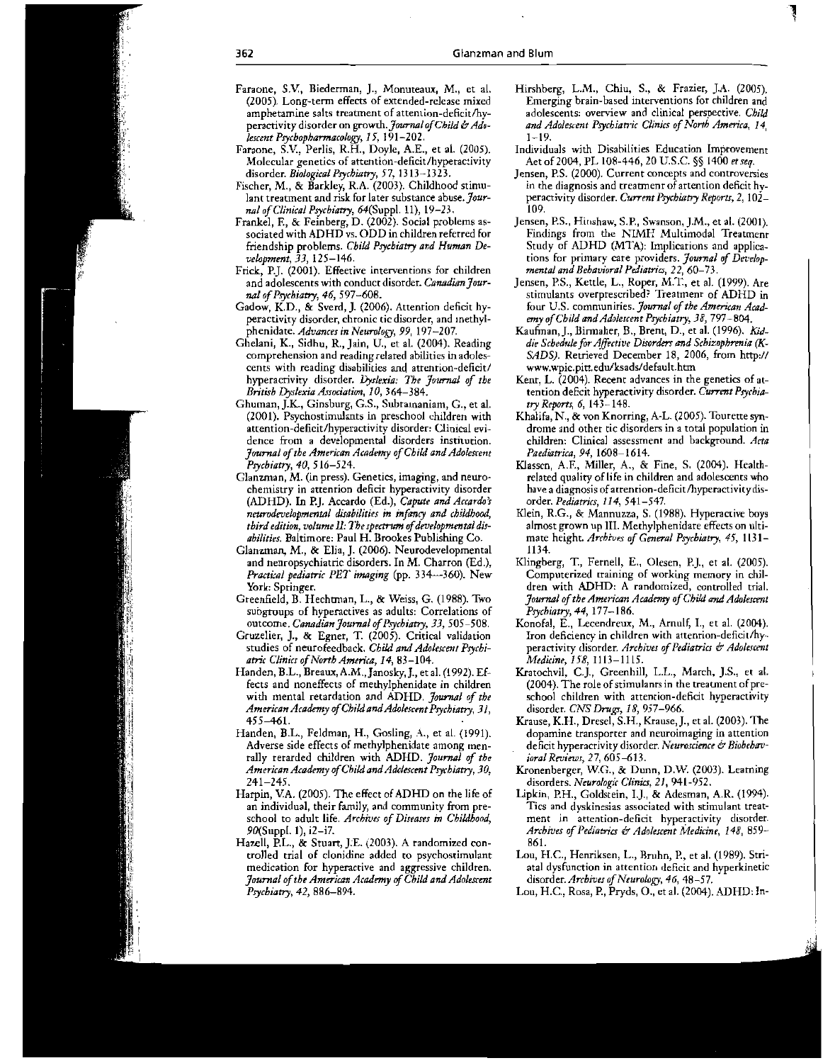Faraone, S.V., Biederman, J., Monuteaux, M., et al. (2005). Long-term effects of extended-release mixed amphetamine salts treatment of attention-deficit/hyperactivity disorder on growth. *Journal of Child & Adolescent Psychopharmacology, 15*, 191–202.

Faraone, S.V., Perlis, R.H., Doyle, A.E., et al. (2005). Molecular genetics of attention-deficit/hyperactivity disorder. *Biological Psychiatry, 57*, 1313–1323.

Fischer, M., & Barkley, R.A. (2003). Childhood stimulant treatment and risk for later substance abuse. *Journal of Clinical Psychiatry, 64*(Suppl. 11), 19–23.

Frankel, F., & Feinberg, D. (2002). Social problems associated with ADHD vs. ODD in children referred for friendship problems. *Child Psychiatry and Human Development, 33*, 125–146.

Frick, P.J. (2001). Effective interventions for children and adolescents with conduct disorder. *Canadian Journal of Psychiatry, 46*, 597–608.

Gadow, K.D., & Sverd, J. (2006). Attention deficit hyperactivity disorder, chronic tic disorder, and methylphenidate. *Advances in Neurology, 99*, 197–207.

Ghelani, K., Sidhu, R., Jain, U., et al. (2004). Reading comprehension and reading related abilities in adolescents with reading disabilities and attention-deficit/hyperactivity disorder. *Dyslexia: The Journal of the British Dyslexia Association, 10*, 364–384.

Ghuman, J.K., Ginsburg, G.S., Subramaniam, G., et al. (2001). Psychostimulants in preschool children with attention-deficit/hyperactivity disorder: Clinical evidence from a developmental disorders institution. *Journal of the American Academy of Child and Adolescent Psychiatry, 40*, 516–524.

Glanzman, M. (in press). Genetics, imaging, and neurochemistry in attention deficit hyperactivity disorder (ADHD). In P.J. Accardo (Ed.), *Capute and Accardo's neurodevelopmental disabilities in infancy and childhood, third edition, volume II: The spectrum of developmental disabilities.* Baltimore: Paul H. Brookes Publishing Co.

Glanzman, M., & Elia, J. (2006). Neurodevelopmental and neuropsychiatric disorders. In M. Charron (Ed.), *Practical pediatric PET imaging* (pp. 334–360). New York: Springer.

Greenfield, B. Hechtman, L., & Weiss, G. (1988). Two subgroups of hyperactives as adults: Correlations of outcome. *Canadian Journal of Psychiatry, 33*, 505–508.

Gruzelier, J., & Egner, T. (2005). Critical validation studies of neurofeedback. *Child and Adolescent Psychiatric Clinics of North America, 14*, 83–104.

Handen, B.L., Breaux, A.M., Janosky, J., et al. (1992). Effects and noneffects of methylphenidate in children with mental retardation and ADHD. *Journal of the American Academy of Child and Adolescent Psychiatry, 31*, 455–461.

Handen, B.L., Feldman, H., Gosling, A., et al. (1991). Adverse side effects of methylphenidate among mentally retarded children with ADHD. *Journal of the American Academy of Child and Adolescent Psychiatry, 30*, 241–245.

Harpin, V.A. (2005). The effect of ADHD on the life of an individual, their family, and community from preschool to adult life. *Archives of Diseases in Childhood, 90*(Suppl. 1), i2–i7.

Hazell, P.L., & Stuart, J.E. (2003). A randomized controlled trial of clonidine added to psychostimulant medication for hyperactive and aggressive children. *Journal of the American Academy of Child and Adolescent Psychiatry, 42*, 886–894.

Hirshberg, L.M., Chiu, S., & Frazier, J.A. (2005). Emerging brain-based interventions for children and adolescents: overview and clinical perspective. *Child and Adolescent Psychiatric Clinics of North America, 14*, 1–19.

Individuals with Disabilities Education Improvement Act of 2004, PL 108-446, 20 U.S.C. §§ 1400 *et seq.*

Jensen, P.S. (2000). Current concepts and controversies in the diagnosis and treatment of attention deficit hyperactivity disorder. *Current Psychiatry Reports, 2*, 102–109.

Jensen, P.S., Hinshaw, S.P., Swanson, J.M., et al. (2001). Findings from the NIMH Multimodal Treatment Study of ADHD (MTA): Implications and applications for primary care providers. *Journal of Developmental and Behavioral Pediatrics, 22*, 60–73.

Jensen, P.S., Kettle, L., Roper, M.T., et al. (1999). Are stimulants overprescribed? Treatment of ADHD in four U.S. communities. *Journal of the American Academy of Child and Adolescent Psychiatry, 38*, 797–804.

Kaufman, J., Birmaher, B., Brent, D., et al. (1996). *Kiddie Schedule for Affective Disorders and Schizophrenia (K-SADS).* Retrieved December 18, 2006, from http://www.wpic.pitt.edu/ksads/default.htm

Kent, L. (2004). Recent advances in the genetics of attention deficit hyperactivity disorder. *Current Psychiatry Reports, 6*, 143–148.

Khalifa, N., & von Knorring, A-L. (2005). Tourette syndrome and other tic disorders in a total population in children: Clinical assessment and background. *Acta Paediatrica, 94*, 1608–1614.

Klassen, A.F., Miller, A., & Fine, S. (2004). Health-related quality of life in children and adolescents who have a diagnosis of attention-deficit/hyperactivity disorder. *Pediatrics, 114*, 541–547.

Klein, R.G., & Mannuzza, S. (1988). Hyperactive boys almost grown up III. Methylphenidate effects on ultimate height. *Archives of General Psychiatry, 45*, 1131–1134.

Klingberg, T., Fernell, E., Olesen, P.J., et al. (2005). Computerized training of working memory in children with ADHD: A randomized, controlled trial. *Journal of the American Academy of Child and Adolescent Psychiatry, 44*, 177–186.

Konofal, E., Lecendreux, M., Arnulf, I., et al. (2004). Iron deficiency in children with attention-deficit/hyperactivity disorder. *Archives of Pediatrics & Adolescent Medicine, 158*, 1113–1115.

Kratochvil, C.J., Greenhill, L.L., March, J.S., et al. (2004). The role of stimulants in the treatment of preschool children with attention-deficit hyperactivity disorder. *CNS Drugs, 18*, 957–966.

Krause, K.H., Dresel, S.H., Krause, J., et al. (2003). The dopamine transporter and neuroimaging in attention deficit hyperactivity disorder. *Neuroscience & Biobehavioral Reviews, 27*, 605–613.

Kronenberger, W.G., & Dunn, D.W. (2003). Learning disorders. *Neurologic Clinics, 21*, 941–952.

Lipkin, P.H., Goldstein, I.J., & Adesman, A.R. (1994). Tics and dyskinesias associated with stimulant treatment in attention-deficit hyperactivity disorder. *Archives of Pediatrics & Adolescent Medicine, 148*, 859–861.

Lou, H.C., Henriksen, L., Bruhn, P., et al. (1989). Striatal dysfunction in attention deficit and hyperkinetic disorder. *Archives of Neurology, 46*, 48–57.

Lou, H.C., Rosa, P., Pryds, O., et al. (2004). ADHD: In-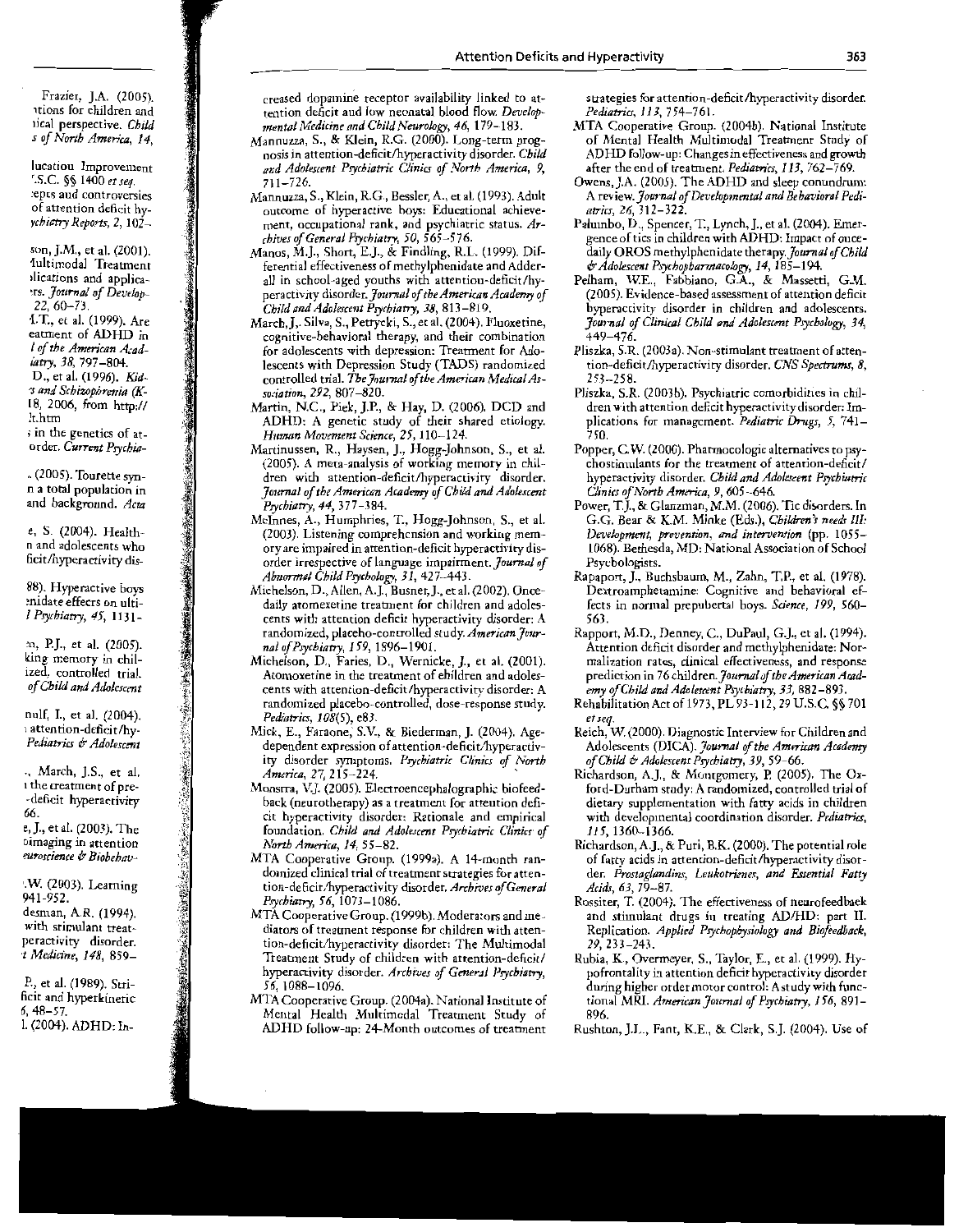Frazier, J.A. (2005). ...tions for children and ...ical perspective. *Child ...s of North America, 14,*

...lucation Improvement ...S.C. §§ 1400 *et seq.* ...epts and controversies of attention deficit hy...*ychiatry Reports, 2,* 102–

...son, J.M., et al. (2001). ...Multimodal Treatment ...plications and applica...rs. *Journal of Develop-* ...22, 60–73.

...T., et al. (1999). Are ...eatment of ADHD in ...*of the American Acad-* ...*iatry, 38,* 797–804.

...D., et al. (1996). *Kid-* ...*s and Schizophrenia* (K-...18, 2006, from http://...t.htm

...in the genetics of at...order. *Current Psychia-*

... (2005). Tourette syn...n a total population in ...and background. *Acta*

...e, S. (2004). Health-...n and adolescents who ...ficit/hyperactivity dis-

...88). Hyperactive boys ...midate effects on ulti-...*l Psychiatry, 45,* 1131–

...n, P.J., et al. (2005). ...king memory in chil-...ized, controlled trial. ...*of Child and Adolescent*

...nulf, I., et al. (2004). ...attention-deficit/hy-...*Pediatrics & Adolescent*

..., March, J.S., et al. ...the treatment of pre-...-deficit hyperactivity ...66.

...e, J., et al. (2003). The ...oimaging in attention ...*euroscience & Biobehav-*

...W. (2003). Learning ...941–952.

...desman, A.R. (1994). ...with stimulant treat-...peractivity disorder. ...*t Medicine, 148,* 859–

...P., et al. (1989). Stri-...ficit and hyperkinetic ...6, 48–57.

...l. (2004). ADHD: In-

...creased dopamine receptor availability linked to attention deficit and low neonatal blood flow. *Developmental Medicine and Child Neurology, 46,* 179–183.

Mannuzza, S., & Klein, R.G. (2000). Long-term prognosis in attention-deficit/hyperactivity disorder. *Child and Adolescent Psychiatric Clinics of North America, 9,* 711–726.

Mannuzza, S., Klein, R.G., Bessler, A., et al. (1993). Adult outcome of hyperactive boys: Educational achievement, occupational rank, and psychiatric status. *Archives of General Psychiatry, 50,* 565–576.

Manos, M.J., Short, E.J., & Findling, R.L. (1999). Differential effectiveness of methylphenidate and Adderall in school-aged youths with attention-deficit/hyperactivity disorder. *Journal of the American Academy of Child and Adolescent Psychiatry, 38,* 813–819.

March, J., Silva, S., Petrycki, S., et al. (2004). Fluoxetine, cognitive-behavioral therapy, and their combination for adolescents with depression: Treatment for Adolescents with Depression Study (TADS) randomized controlled trial. *The Journal of the American Medical Association, 292,* 807–820.

Martin, N.C., Piek, J.P., & Hay, D. (2006). DCD and ADHD: A genetic study of their shared etiology. *Human Movement Science, 25,* 110–124.

Martinussen, R., Haysen, J., Hogg-Johnson, S., et al. (2005). A meta-analysis of working memory in children with attention-deficit/hyperactivity disorder. *Journal of the American Academy of Child and Adolescent Psychiatry, 44,* 377–384.

McInnes, A., Humphries, T., Hogg-Johnson, S., et al. (2003). Listening comprehension and working memory are impaired in attention-deficit hyperactivity disorder irrespective of language impairment. *Journal of Abnormal Child Psychology, 31,* 427–443.

Michelson, D., Allen, A.J., Busner, J., et al. (2002). Once-daily atomoxetine treatment for children and adolescents with attention deficit hyperactivity disorder: A randomized, placebo-controlled study. *American Journal of Psychiatry, 159,* 1896–1901.

Michelson, D., Faries, D., Wernicke, J., et al. (2001). Atomoxetine in the treatment of children and adolescents with attention-deficit/hyperactivity disorder: A randomized placebo-controlled, dose-response study. *Pediatrics, 108*(5), e83.

Mick, E., Faraone, S.V., & Biederman, J. (2004). Age-dependent expression of attention-deficit/hyperactivity disorder symptoms. *Psychiatric Clinics of North America, 27,* 215–224.

Monastra, V.J. (2005). Electroencephalographic biofeedback (neurotherapy) as a treatment for attention deficit hyperactivity disorder: Rationale and empirical foundation. *Child and Adolescent Psychiatric Clinics of North America, 14,* 55–82.

MTA Cooperative Group. (1999a). A 14-month randomized clinical trial of treatment strategies for attention-deficit/hyperactivity disorder. *Archives of General Psychiatry, 56,* 1073–1086.

MTA Cooperative Group. (1999b). Moderators and mediators of treatment response for children with attention-deficit/hyperactivity disorder: The Multimodal Treatment Study of children with attention-deficit/hyperactivity disorder. *Archives of General Psychiatry, 56,* 1088–1096.

MTA Cooperative Group. (2004a). National Institute of Mental Health Multimodal Treatment Study of ADHD follow-up: 24-Month outcomes of treatment strategies for attention-deficit/hyperactivity disorder. *Pediatrics, 113,* 754–761.

MTA Cooperative Group. (2004b). National Institute of Mental Health Multimodal Treatment Study of ADHD follow-up: Changes in effectiveness and growth after the end of treatment. *Pediatrics, 113,* 762–769.

Owens, J.A. (2005). The ADHD and sleep conundrum: A review. *Journal of Developmental and Behavioral Pediatrics, 26,* 312–322.

Palumbo, D., Spencer, T., Lynch, J., et al. (2004). Emergence of tics in children with ADHD: Impact of once-daily OROS methylphenidate therapy. *Journal of Child & Adolescent Psychopharmacology, 14,* 185–194.

Pelham, W.E., Fabbiano, G.A., & Massetti, G.M. (2005). Evidence-based assessment of attention deficit hyperactivity disorder in children and adolescents. *Journal of Clinical Child and Adolescent Psychology, 34,* 449–476.

Pliszka, S.R. (2003a). Non-stimulant treatment of attention-deficit/hyperactivity disorder. *CNS Spectrums, 8,* 253–258.

Pliszka, S.R. (2003b). Psychiatric comorbidities in children with attention deficit hyperactivity disorder: Implications for management. *Pediatric Drugs, 5,* 741–750.

Popper, C.W. (2000). Pharmacologic alternatives to psychostimulants for the treatment of attention-deficit/hyperactivity disorder. *Child and Adolescent Psychiatric Clinics of North America, 9,* 605–646.

Power, T.J., & Glanzman, M.M. (2006). Tic disorders. In G.G. Bear & K.M. Minke (Eds.), *Children's needs III: Development, prevention, and intervention* (pp. 1055–1068). Bethesda, MD: National Association of School Psychologists.

Rapaport, J., Buchsbaum, M., Zahn, T.P., et al. (1978). Dextroamphetamine: Cognitive and behavioral effects in normal prepubertal boys. *Science, 199,* 560–563.

Rapport, M.D., Denney, C., DuPaul, G.J., et al. (1994). Attention deficit disorder and methylphenidate: Normalization rates, clinical effectiveness, and response prediction in 76 children. *Journal of the American Academy of Child and Adolescent Psychiatry, 33,* 882–893.

Rehabilitation Act of 1973, PL 93-112, 29 U.S.C. §§ 701 *et seq.*

Reich, W. (2000). Diagnostic Interview for Children and Adolescents (DICA). *Journal of the American Academy of Child & Adolescent Psychiatry, 39,* 59–66.

Richardson, A.J., & Montgomery, P. (2005). The Oxford-Durham study: A randomized, controlled trial of dietary supplementation with fatty acids in children with developmental coordination disorder. *Pediatrics, 115,* 1360–1366.

Richardson, A.J., & Puri, B.K. (2000). The potential role of fatty acids in attention-deficit/hyperactivity disorder. *Prostaglandins, Leukotrienes, and Essential Fatty Acids, 63,* 79–87.

Rossiter, T. (2004). The effectiveness of neurofeedback and stimulant drugs in treating AD/HD: part II. Replication. *Applied Psychophysiology and Biofeedback, 29,* 233–243.

Rubia, K., Overmeyer, S., Taylor, E., et al. (1999). Hypofrontality in attention deficit hyperactivity disorder during higher order motor control: A study with functional MRI. *American Journal of Psychiatry, 156,* 891–896.

Rushton, J.L., Fant, K.E., & Clark, S.J. (2004). Use of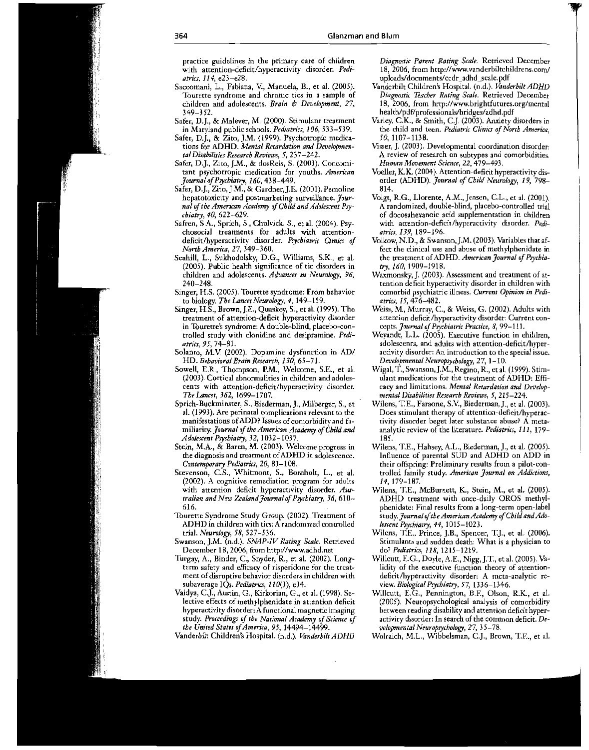practice guidelines in the primary care of children with attention-deficit/hyperactivity disorder. *Pediatrics, 114,* e23–e28.

Saccomani, L., Fabiana, V., Manuela, B., et al. (2005). Tourette syndrome and chronic tics in a sample of children and adolescents. *Brain & Development, 27,* 349–352.

Safer, D.J., & Malever, M. (2000). Stimulant treatment in Maryland public schools. *Pediatrics, 106,* 533–539.

Safer, D.J., & Zito, J.M. (1999). Psychotropic medications for ADHD. *Mental Retardation and Developmental Disabilities Research Reviews, 5,* 237–242.

Safer, D.J., Zito, J.M., & dosReis, S. (2003). Concomitant psychotropic medication for youths. *American Journal of Psychiatry, 160,* 438–449.

Safer, D.J., Zito, J.M., & Gardner, J.E. (2001). Pemoline hepatotoxicity and postmarketing surveillance. *Journal of the American Academy of Child and Adolescent Psychiatry, 40,* 622–629.

Safren, S.A., Sprich, S., Chulvick, S., et al. (2004). Psychosocial treatments for adults with attention-deficit/hyperactivity disorder. *Psychiatric Clinics of North America, 27,* 349–360.

Scahill, L., Sukhodolsky, D.G., Williams, S.K., et al. (2005). Public health significance of tic disorders in children and adolescents. *Advances in Neurology, 96,* 240–248.

Singer, H.S. (2005). Tourette syndrome: From behavior to biology. *The Lancet Neurology, 4,* 149–159.

Singer, H.S., Brown, J.E., Quaskey, S., et al. (1995). The treatment of attention-deficit hyperactivity disorder in Tourette's syndrome: A double-blind, placebo-controlled study with clonidine and desipramine. *Pediatrics, 95,* 74–81.

Solanto, M.V. (2002). Dopamine dysfunction in AD/HD. *Behavioral Brain Research, 130,* 65–71.

Sowell, E.R., Thompson, P.M., Welcome, S.E., et al. (2003). Cortical abnormalities in children and adolescents with attention-deficit/hyperactivity disorder. *The Lancet, 362,* 1699–1707.

Sprich-Buckminster, S., Biederman, J., Milberger, S., et al. (1993). Are perinatal complications relevant to the manifestations of ADD? Issues of comorbidity and familiarity. *Journal of the American Academy of Child and Adolescent Psychiatry, 32,* 1032–1037.

Stein, M.A., & Baren, M. (2003). Welcome progress in the diagnosis and treatment of ADHD in adolescence. *Contemporary Pediatrics, 20,* 83–108.

Stevenson, C.S., Whitmont, S., Bornholt, L., et al. (2002). A cognitive remediation program for adults with attention deficit hyperactivity disorder. *Australian and New Zealand Journal of Psychiatry, 36,* 610–616.

Tourette Syndrome Study Group. (2002). Treatment of ADHD in children with tics: A randomized controlled trial. *Neurology, 58,* 527–536.

Swanson, J.M. (n.d.). *SNAP-IV Rating Scale.* Retrieved December 18, 2006, from http://www.adhd.net

Turgay, A., Binder, C., Snyder, R., et al. (2002). Long-term safety and efficacy of risperidone for the treatment of disruptive behavior disorders in children with subaverage IQs. *Pediatrics, 110*(3), e34.

Vaidya, C.J., Austin, G., Kirkorian, G., et al. (1998). Selective effects of methylphenidate in attention deficit hyperactivity disorder: A functional magnetic imaging study. *Proceedings of the National Academy of Science of the United States of America, 95,* 14494–14499.

Vanderbilt Children's Hospital. (n.d.). *Vanderbilt ADHD Diagnostic Parent Rating Scale.* Retrieved December 18, 2006, from http://www.vanderbiltchildrens.com/uploads/documents/ccdr_adhd_scale.pdf

Vanderbilt Children's Hospital. (n.d.). *Vanderbilt ADHD Diagnostic Teacher Rating Scale.* Retrieved December 18, 2006, from http://www.brightfutures.org/mentalhealth/pdf/professionals/bridges/adhd.pdf

Varley, C.K., & Smith, C.J. (2003). Anxiety disorders in the child and teen. *Pediatric Clinics of North America, 50,* 1107–1138.

Visser, J. (2003). Developmental coordination disorder: A review of research on subtypes and comorbidities. *Human Movement Science, 22,* 479–493.

Voeller, K.K. (2004). Attention-deficit hyperactivity disorder (ADHD). *Journal of Child Neurology, 19,* 798–814.

Voigt, R.G., Llorente, A.M., Jensen, C.L., et al. (2001). A randomized, double-blind, placebo-controlled trial of docosahexanoic acid supplementation in children with attention-deficit/hyperactivity disorder. *Pediatrics, 139,* 189–196.

Volkow, N.D., & Swanson, J.M. (2003). Variables that affect the clinical use and abuse of methylphenidate in the treatment of ADHD. *American Journal of Psychiatry, 160,* 1909–1918.

Waxmonsky, J. (2003). Assessment and treatment of attention deficit hyperactivity disorder in children with comorbid psychiatric illness. *Current Opinion in Pediatrics, 15,* 476–482.

Weiss, M., Murray, C., & Weiss, G. (2002). Adults with attention deficit/hyperactivity disorder: Current concepts. *Journal of Psychiatric Practice, 8,* 99–111.

Weyandt, L.L. (2005). Executive function in children, adolescents, and adults with attention-deficit/hyperactivity disorder: An introduction to the special issue. *Developmental Neuropsychology, 27,* 1–10.

Wigal, T., Swanson, J.M., Regino, R., et al. (1999). Stimulant medications for the treatment of ADHD: Efficacy and limitations. *Mental Retardation and Developmental Disabilities Research Reviews, 5,* 215–224.

Wilens, T.E., Faraone, S.V., Biederman, J., et al. (2003). Does stimulant therapy of attention-deficit/hyperactivity disorder beget later substance abuse? A meta-analytic review of the literature. *Pediatrics, 111,* 179–185.

Wilens, T.E., Hahsey, A.L., Biederman, J., et al. (2005). Influence of parental SUD and ADHD on ADD in their offspring: Preliminary results from a pilot-controlled family study. *American Journal on Addictions, 14,* 179–187.

Wilens, T.E., McBurnett, K., Stein, M., et al. (2005). ADHD treatment with once-daily OROS methylphenidate: Final results from a long-term open-label study. *Journal of the American Academy of Child and Adolescent Psychiatry, 44,* 1015–1023.

Wilens, T.E., Prince, J.B., Spencer, T.J., et al. (2006). Stimulants and sudden death: What is a physician to do? *Pediatrics, 118,* 1215–1219.

Willcutt, E.G., Doyle, A.E., Nigg, J.T., et al. (2005). Validity of the executive function theory of attention-deficit/hyperactivity disorder: A meta-analytic review. *Biological Psychiatry, 57,* 1336–1346.

Willcutt, E.G., Pennington, B.F., Olson, R.K., et al. (2005). Neuropsychological analysis of comorbidity between reading disability and attention deficit hyperactivity disorder: In search of the common deficit. *Developmental Neuropsychology, 27,* 35–78.

Wolraich, M.L., Wibbelsman, C.J., Brown, T.E., et al.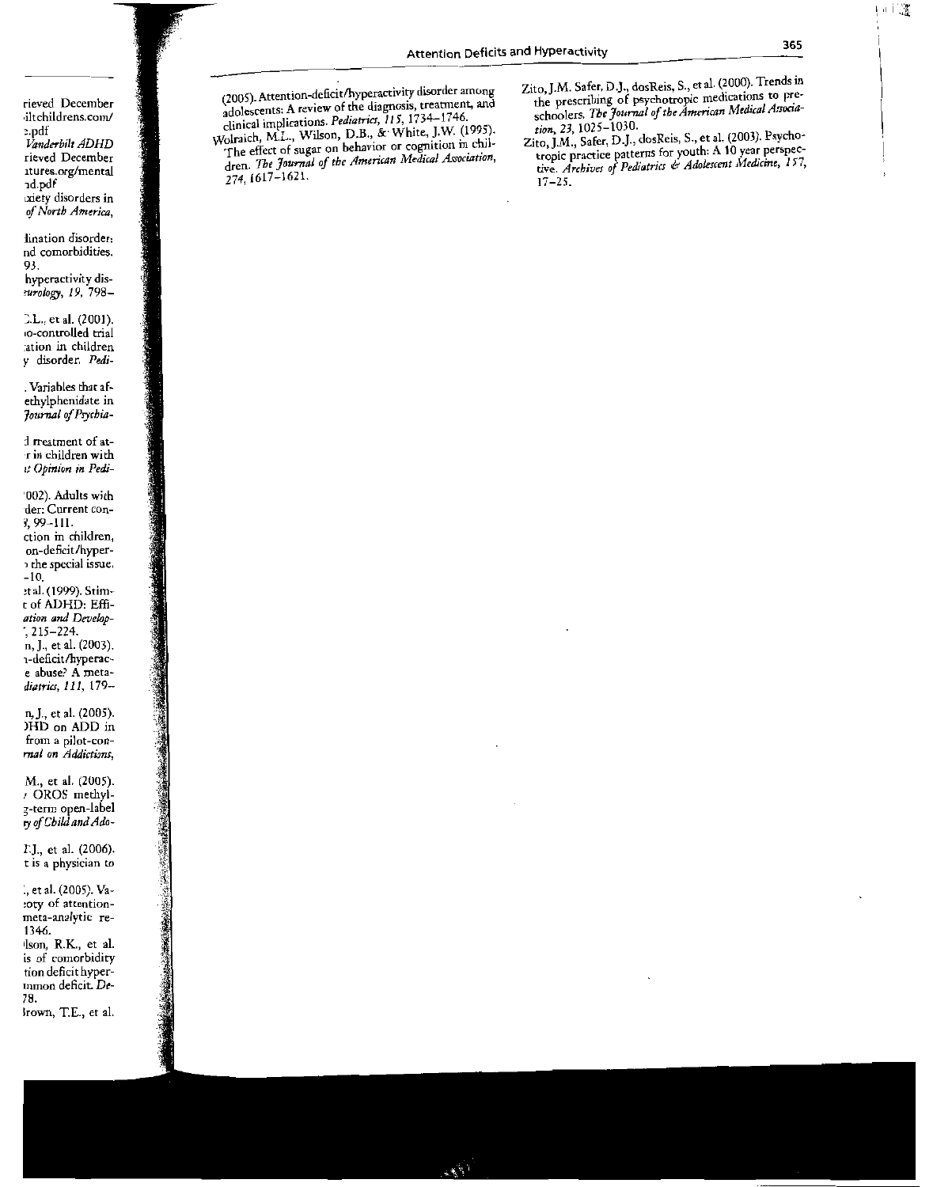(2005). Attention-deficit/hyperactivity disorder among adolescents: A review of the diagnosis, treatment, and clinical implications. *Pediatrics, 115,* 1734–1746.

Wolraich, M.L., Wilson, D.B., & White, J.W. (1995). The effect of sugar on behavior or cognition in children. *The Journal of the American Medical Association, 274,* 1617–1621.

Zito, J.M. Safer, D.J., dosReis, S., et al. (2000). Trends in the prescribing of psychotropic medications to preschoolers. *The Journal of the American Medical Association, 23,* 1025–1030.

Zito, J.M., Safer, D.J., dosReis, S., et al. (2003). Psychotropic practice patterns for youth: A 10 year perspective. *Archives of Pediatrics & Adolescent Medicine, 157,* 17–25.